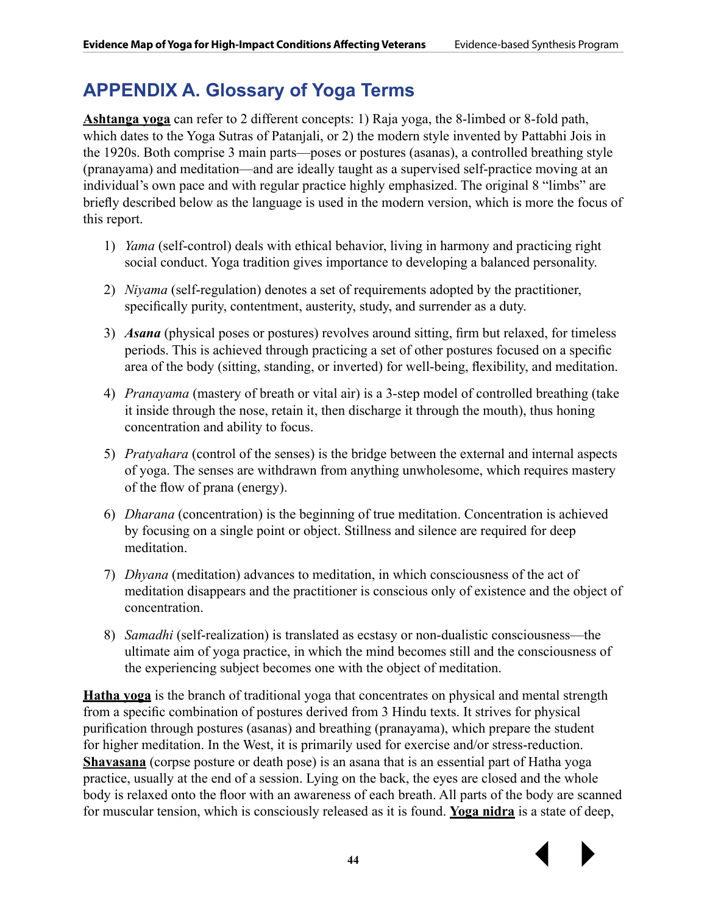# APPENDIX A. Glossary of Yoga Terms

**Ashtanga yoga** can refer to 2 different concepts: 1) Raja yoga, the 8-limbed or 8-fold path, which dates to the Yoga Sutras of Patanjali, or 2) the modern style invented by Pattabhi Jois in the 1920s. Both comprise 3 main parts—poses or postures (asanas), a controlled breathing style (pranayama) and meditation—and are ideally taught as a supervised self-practice moving at an individual's own pace and with regular practice highly emphasized. The original 8 "limbs" are briefly described below as the language is used in the modern version, which is more the focus of this report.

1) *Yama* (self-control) deals with ethical behavior, living in harmony and practicing right social conduct. Yoga tradition gives importance to developing a balanced personality.

2) *Niyama* (self-regulation) denotes a set of requirements adopted by the practitioner, specifically purity, contentment, austerity, study, and surrender as a duty.

3) ***Asana*** (physical poses or postures) revolves around sitting, firm but relaxed, for timeless periods. This is achieved through practicing a set of other postures focused on a specific area of the body (sitting, standing, or inverted) for well-being, flexibility, and meditation.

4) *Pranayama* (mastery of breath or vital air) is a 3-step model of controlled breathing (take it inside through the nose, retain it, then discharge it through the mouth), thus honing concentration and ability to focus.

5) *Pratyahara* (control of the senses) is the bridge between the external and internal aspects of yoga. The senses are withdrawn from anything unwholesome, which requires mastery of the flow of prana (energy).

6) *Dharana* (concentration) is the beginning of true meditation. Concentration is achieved by focusing on a single point or object. Stillness and silence are required for deep meditation.

7) *Dhyana* (meditation) advances to meditation, in which consciousness of the act of meditation disappears and the practitioner is conscious only of existence and the object of concentration.

8) *Samadhi* (self-realization) is translated as ecstasy or non-dualistic consciousness—the ultimate aim of yoga practice, in which the mind becomes still and the consciousness of the experiencing subject becomes one with the object of meditation.

**Hatha yoga** is the branch of traditional yoga that concentrates on physical and mental strength from a specific combination of postures derived from 3 Hindu texts. It strives for physical purification through postures (asanas) and breathing (pranayama), which prepare the student for higher meditation. In the West, it is primarily used for exercise and/or stress-reduction. **Shavasana** (corpse posture or death pose) is an asana that is an essential part of Hatha yoga practice, usually at the end of a session. Lying on the back, the eyes are closed and the whole body is relaxed onto the floor with an awareness of each breath. All parts of the body are scanned for muscular tension, which is consciously released as it is found. **Yoga nidra** is a state of deep,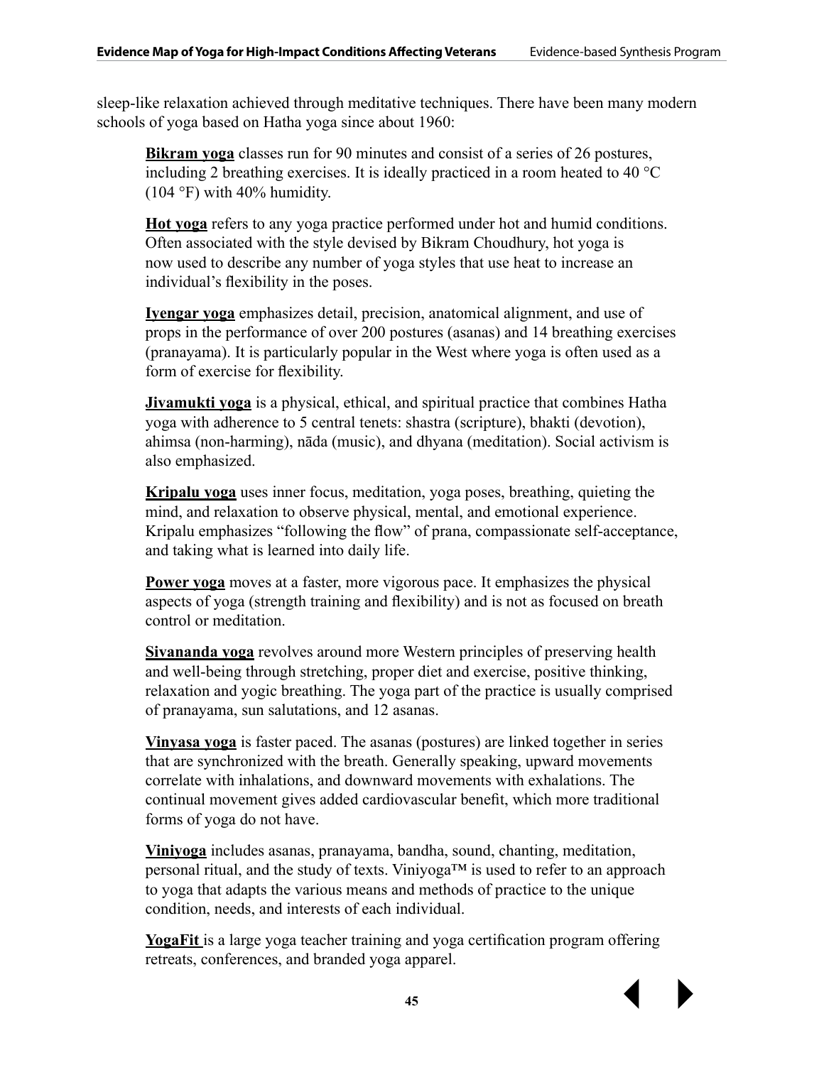sleep-like relaxation achieved through meditative techniques. There have been many modern schools of yoga based on Hatha yoga since about 1960:

> **Bikram yoga** classes run for 90 minutes and consist of a series of 26 postures, including 2 breathing exercises. It is ideally practiced in a room heated to 40 °C (104 °F) with 40% humidity.
>
> **Hot yoga** refers to any yoga practice performed under hot and humid conditions. Often associated with the style devised by Bikram Choudhury, hot yoga is now used to describe any number of yoga styles that use heat to increase an individual's flexibility in the poses.
>
> **Iyengar yoga** emphasizes detail, precision, anatomical alignment, and use of props in the performance of over 200 postures (asanas) and 14 breathing exercises (pranayama). It is particularly popular in the West where yoga is often used as a form of exercise for flexibility.
>
> **Jivamukti yoga** is a physical, ethical, and spiritual practice that combines Hatha yoga with adherence to 5 central tenets: shastra (scripture), bhakti (devotion), ahimsa (non-harming), nāda (music), and dhyana (meditation). Social activism is also emphasized.
>
> **Kripalu yoga** uses inner focus, meditation, yoga poses, breathing, quieting the mind, and relaxation to observe physical, mental, and emotional experience. Kripalu emphasizes "following the flow" of prana, compassionate self-acceptance, and taking what is learned into daily life.
>
> **Power yoga** moves at a faster, more vigorous pace. It emphasizes the physical aspects of yoga (strength training and flexibility) and is not as focused on breath control or meditation.
>
> **Sivananda yoga** revolves around more Western principles of preserving health and well-being through stretching, proper diet and exercise, positive thinking, relaxation and yogic breathing. The yoga part of the practice is usually comprised of pranayama, sun salutations, and 12 asanas.
>
> **Vinyasa yoga** is faster paced. The asanas (postures) are linked together in series that are synchronized with the breath. Generally speaking, upward movements correlate with inhalations, and downward movements with exhalations. The continual movement gives added cardiovascular benefit, which more traditional forms of yoga do not have.
>
> **Viniyoga** includes asanas, pranayama, bandha, sound, chanting, meditation, personal ritual, and the study of texts. Viniyoga™ is used to refer to an approach to yoga that adapts the various means and methods of practice to the unique condition, needs, and interests of each individual.
>
> **YogaFit** is a large yoga teacher training and yoga certification program offering retreats, conferences, and branded yoga apparel.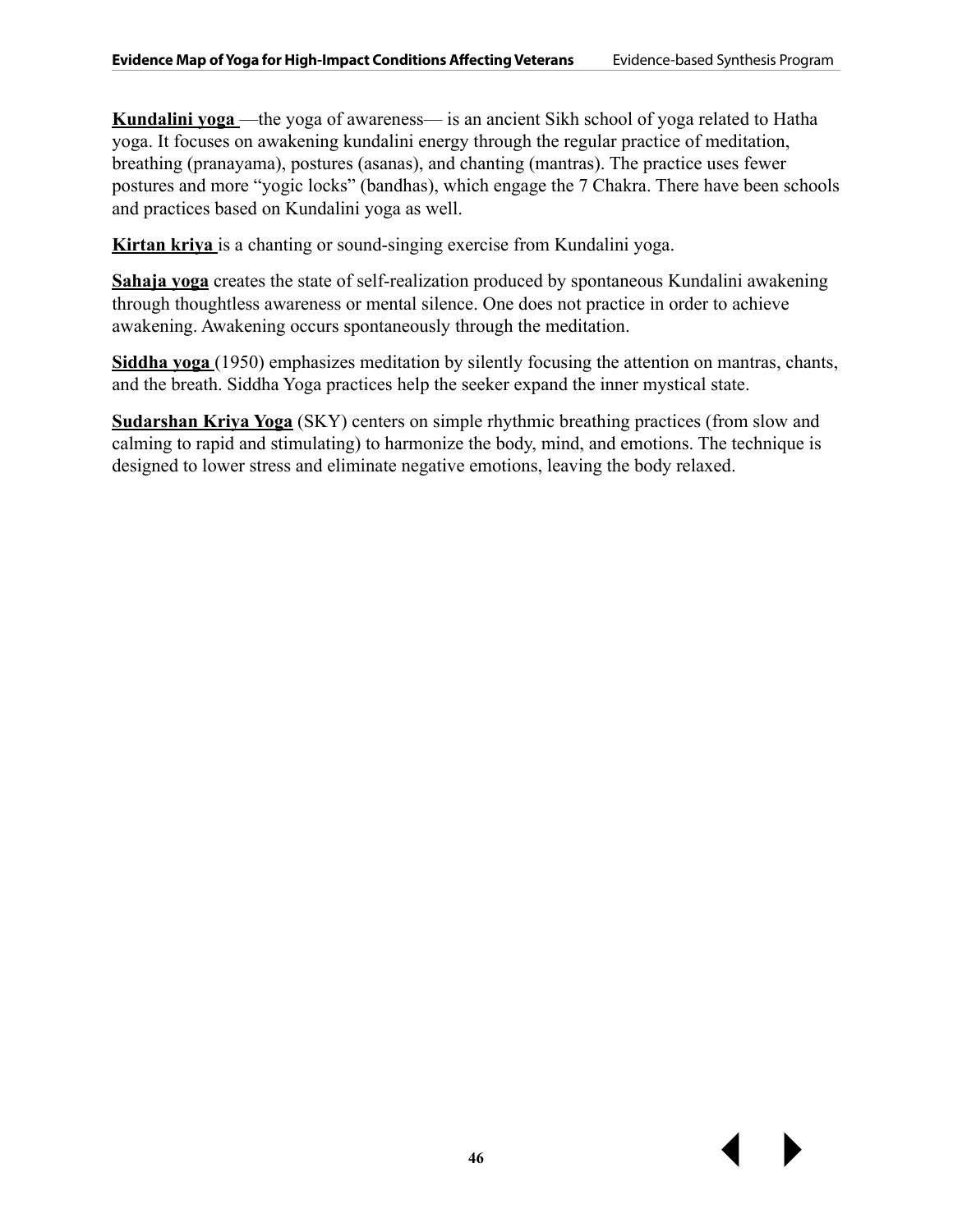**Kundalini yoga** —the yoga of awareness— is an ancient Sikh school of yoga related to Hatha yoga. It focuses on awakening kundalini energy through the regular practice of meditation, breathing (pranayama), postures (asanas), and chanting (mantras). The practice uses fewer postures and more "yogic locks" (bandhas), which engage the 7 Chakra. There have been schools and practices based on Kundalini yoga as well.

**Kirtan kriya** is a chanting or sound-singing exercise from Kundalini yoga.

**Sahaja yoga** creates the state of self-realization produced by spontaneous Kundalini awakening through thoughtless awareness or mental silence. One does not practice in order to achieve awakening. Awakening occurs spontaneously through the meditation.

**Siddha yoga** (1950) emphasizes meditation by silently focusing the attention on mantras, chants, and the breath. Siddha Yoga practices help the seeker expand the inner mystical state.

**Sudarshan Kriya Yoga** (SKY) centers on simple rhythmic breathing practices (from slow and calming to rapid and stimulating) to harmonize the body, mind, and emotions. The technique is designed to lower stress and eliminate negative emotions, leaving the body relaxed.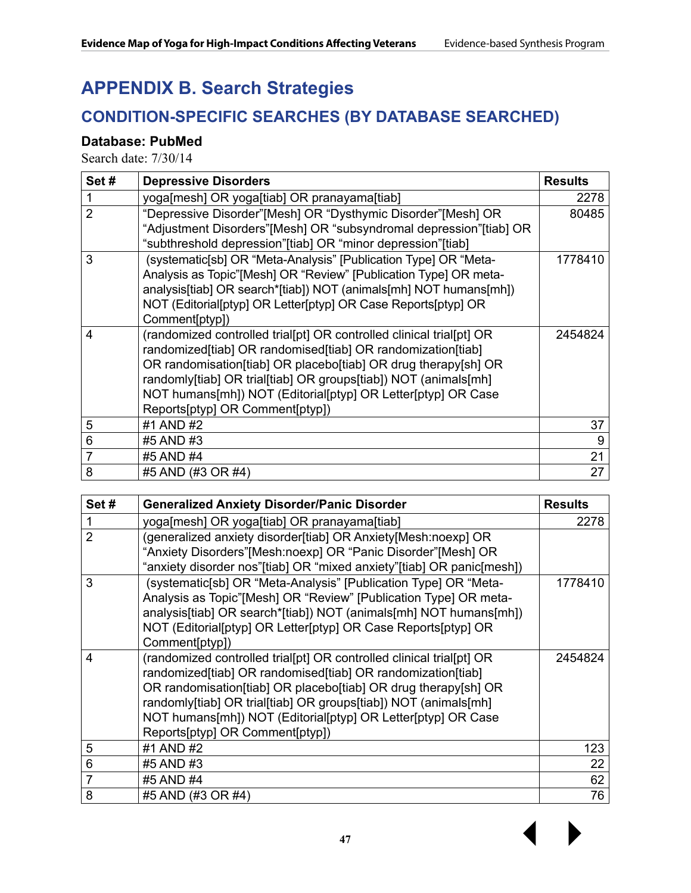# APPENDIX B. Search Strategies

## CONDITION-SPECIFIC SEARCHES (BY DATABASE SEARCHED)

**Database: PubMed**

Search date: 7/30/14

| Set # | Depressive Disorders | Results |
|---|---|---|
| 1 | yoga[mesh] OR yoga[tiab] OR pranayama[tiab] | 2278 |
| 2 | "Depressive Disorder"[Mesh] OR "Dysthymic Disorder"[Mesh] OR "Adjustment Disorders"[Mesh] OR "subsyndromal depression"[tiab] OR "subthreshold depression"[tiab] OR "minor depression"[tiab] | 80485 |
| 3 | (systematic[sb] OR "Meta-Analysis" [Publication Type] OR "Meta-Analysis as Topic"[Mesh] OR "Review" [Publication Type] OR meta-analysis[tiab] OR search*[tiab]) NOT (animals[mh] NOT humans[mh]) NOT (Editorial[ptyp] OR Letter[ptyp] OR Case Reports[ptyp] OR Comment[ptyp]) | 1778410 |
| 4 | (randomized controlled trial[pt] OR controlled clinical trial[pt] OR randomized[tiab] OR randomised[tiab] OR randomization[tiab] OR randomisation[tiab] OR placebo[tiab] OR drug therapy[sh] OR randomly[tiab] OR trial[tiab] OR groups[tiab]) NOT (animals[mh] NOT humans[mh]) NOT (Editorial[ptyp] OR Letter[ptyp] OR Case Reports[ptyp] OR Comment[ptyp]) | 2454824 |
| 5 | #1 AND #2 | 37 |
| 6 | #5 AND #3 | 9 |
| 7 | #5 AND #4 | 21 |
| 8 | #5 AND (#3 OR #4) | 27 |

| Set # | Generalized Anxiety Disorder/Panic Disorder | Results |
|---|---|---|
| 1 | yoga[mesh] OR yoga[tiab] OR pranayama[tiab] | 2278 |
| 2 | (generalized anxiety disorder[tiab] OR Anxiety[Mesh:noexp] OR "Anxiety Disorders"[Mesh:noexp] OR "Panic Disorder"[Mesh] OR "anxiety disorder nos"[tiab] OR "mixed anxiety"[tiab] OR panic[mesh]) | |
| 3 | (systematic[sb] OR "Meta-Analysis" [Publication Type] OR "Meta-Analysis as Topic"[Mesh] OR "Review" [Publication Type] OR meta-analysis[tiab] OR search*[tiab]) NOT (animals[mh] NOT humans[mh]) NOT (Editorial[ptyp] OR Letter[ptyp] OR Case Reports[ptyp] OR Comment[ptyp]) | 1778410 |
| 4 | (randomized controlled trial[pt] OR controlled clinical trial[pt] OR randomized[tiab] OR randomised[tiab] OR randomization[tiab] OR randomisation[tiab] OR placebo[tiab] OR drug therapy[sh] OR randomly[tiab] OR trial[tiab] OR groups[tiab]) NOT (animals[mh] NOT humans[mh]) NOT (Editorial[ptyp] OR Letter[ptyp] OR Case Reports[ptyp] OR Comment[ptyp]) | 2454824 |
| 5 | #1 AND #2 | 123 |
| 6 | #5 AND #3 | 22 |
| 7 | #5 AND #4 | 62 |
| 8 | #5 AND (#3 OR #4) | 76 |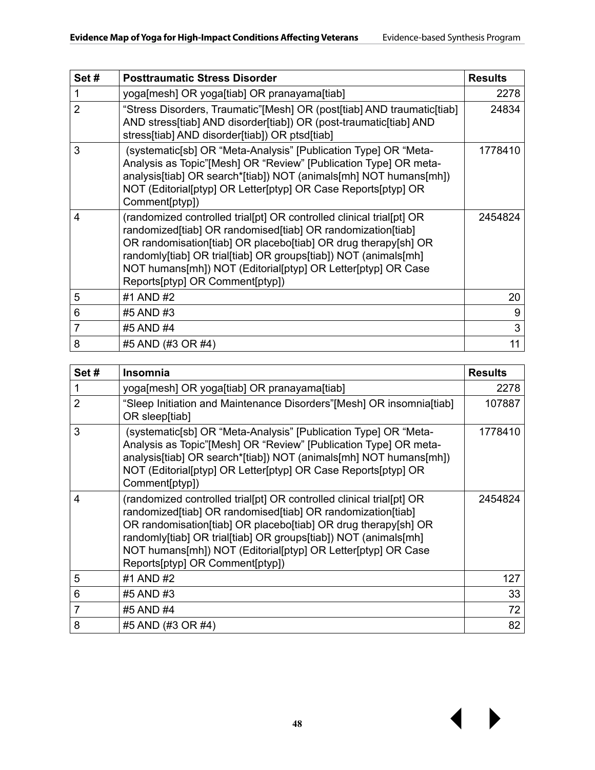| Set # | Posttraumatic Stress Disorder | Results |
|---|---|---|
| 1 | yoga[mesh] OR yoga[tiab] OR pranayama[tiab] | 2278 |
| 2 | "Stress Disorders, Traumatic"[Mesh] OR (post[tiab] AND traumatic[tiab] AND stress[tiab] AND disorder[tiab]) OR (post-traumatic[tiab] AND stress[tiab] AND disorder[tiab]) OR ptsd[tiab] | 24834 |
| 3 | (systematic[sb] OR "Meta-Analysis" [Publication Type] OR "Meta-Analysis as Topic"[Mesh] OR "Review" [Publication Type] OR meta-analysis[tiab] OR search*[tiab]) NOT (animals[mh] NOT humans[mh]) NOT (Editorial[ptyp] OR Letter[ptyp] OR Case Reports[ptyp] OR Comment[ptyp]) | 1778410 |
| 4 | (randomized controlled trial[pt] OR controlled clinical trial[pt] OR randomized[tiab] OR randomised[tiab] OR randomization[tiab] OR randomisation[tiab] OR placebo[tiab] OR drug therapy[sh] OR randomly[tiab] OR trial[tiab] OR groups[tiab]) NOT (animals[mh] NOT humans[mh]) NOT (Editorial[ptyp] OR Letter[ptyp] OR Case Reports[ptyp] OR Comment[ptyp]) | 2454824 |
| 5 | #1 AND #2 | 20 |
| 6 | #5 AND #3 | 9 |
| 7 | #5 AND #4 | 3 |
| 8 | #5 AND (#3 OR #4) | 11 |

| Set # | Insomnia | Results |
|---|---|---|
| 1 | yoga[mesh] OR yoga[tiab] OR pranayama[tiab] | 2278 |
| 2 | "Sleep Initiation and Maintenance Disorders"[Mesh] OR insomnia[tiab] OR sleep[tiab] | 107887 |
| 3 | (systematic[sb] OR "Meta-Analysis" [Publication Type] OR "Meta-Analysis as Topic"[Mesh] OR "Review" [Publication Type] OR meta-analysis[tiab] OR search*[tiab]) NOT (animals[mh] NOT humans[mh]) NOT (Editorial[ptyp] OR Letter[ptyp] OR Case Reports[ptyp] OR Comment[ptyp]) | 1778410 |
| 4 | (randomized controlled trial[pt] OR controlled clinical trial[pt] OR randomized[tiab] OR randomised[tiab] OR randomization[tiab] OR randomisation[tiab] OR placebo[tiab] OR drug therapy[sh] OR randomly[tiab] OR trial[tiab] OR groups[tiab]) NOT (animals[mh] NOT humans[mh]) NOT (Editorial[ptyp] OR Letter[ptyp] OR Case Reports[ptyp] OR Comment[ptyp]) | 2454824 |
| 5 | #1 AND #2 | 127 |
| 6 | #5 AND #3 | 33 |
| 7 | #5 AND #4 | 72 |
| 8 | #5 AND (#3 OR #4) | 82 |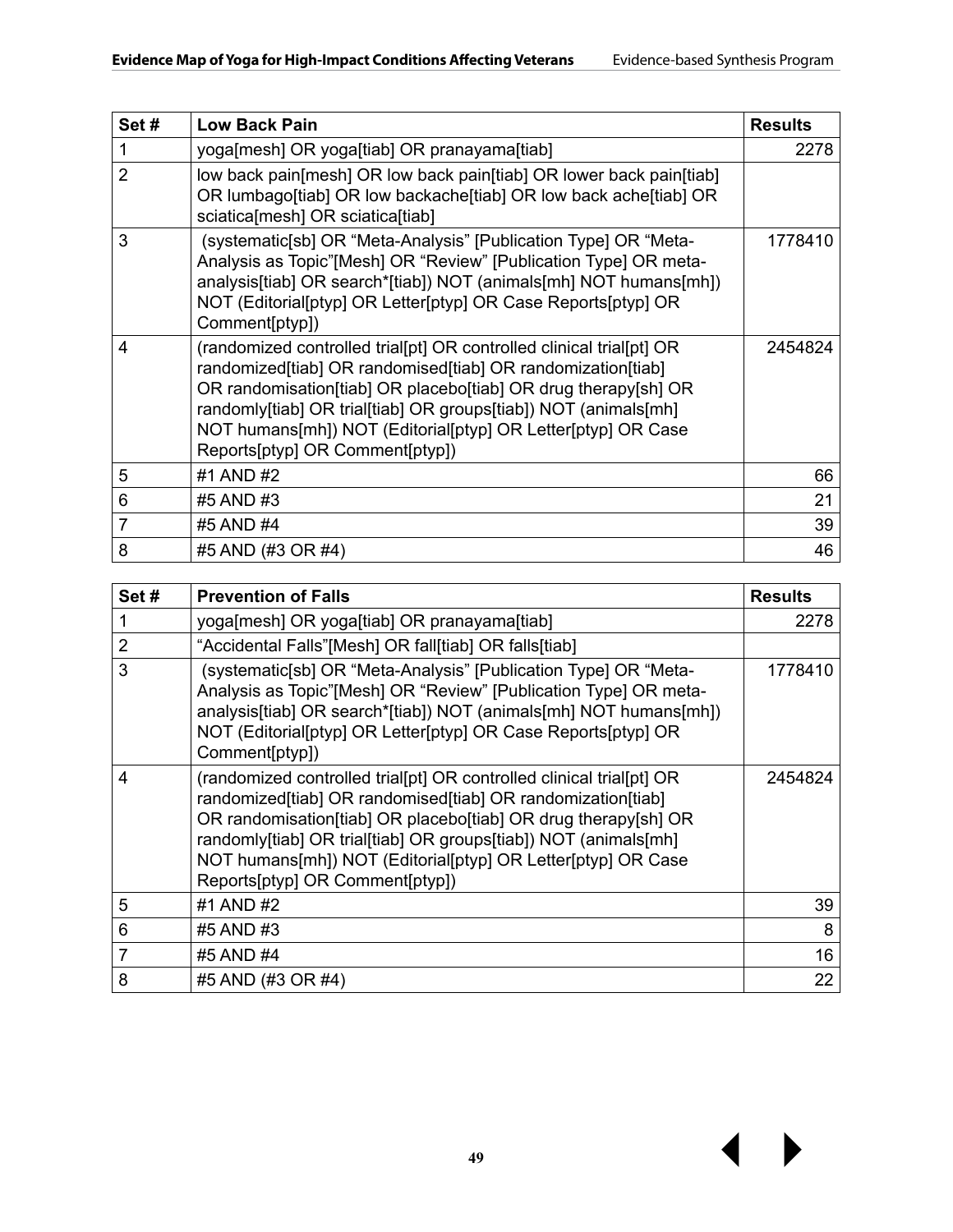| Set # | Low Back Pain | Results |
| --- | --- | --- |
| 1 | yoga[mesh] OR yoga[tiab] OR pranayama[tiab] | 2278 |
| 2 | low back pain[mesh] OR low back pain[tiab] OR lower back pain[tiab] OR lumbago[tiab] OR low backache[tiab] OR low back ache[tiab] OR sciatica[mesh] OR sciatica[tiab] | |
| 3 | (systematic[sb] OR "Meta-Analysis" [Publication Type] OR "Meta-Analysis as Topic"[Mesh] OR "Review" [Publication Type] OR meta-analysis[tiab] OR search*[tiab]) NOT (animals[mh] NOT humans[mh]) NOT (Editorial[ptyp] OR Letter[ptyp] OR Case Reports[ptyp] OR Comment[ptyp]) | 1778410 |
| 4 | (randomized controlled trial[pt] OR controlled clinical trial[pt] OR randomized[tiab] OR randomised[tiab] OR randomization[tiab] OR randomisation[tiab] OR placebo[tiab] OR drug therapy[sh] OR randomly[tiab] OR trial[tiab] OR groups[tiab]) NOT (animals[mh] NOT humans[mh]) NOT (Editorial[ptyp] OR Letter[ptyp] OR Case Reports[ptyp] OR Comment[ptyp]) | 2454824 |
| 5 | #1 AND #2 | 66 |
| 6 | #5 AND #3 | 21 |
| 7 | #5 AND #4 | 39 |
| 8 | #5 AND (#3 OR #4) | 46 |

| Set # | Prevention of Falls | Results |
| --- | --- | --- |
| 1 | yoga[mesh] OR yoga[tiab] OR pranayama[tiab] | 2278 |
| 2 | "Accidental Falls"[Mesh] OR fall[tiab] OR falls[tiab] | |
| 3 | (systematic[sb] OR "Meta-Analysis" [Publication Type] OR "Meta-Analysis as Topic"[Mesh] OR "Review" [Publication Type] OR meta-analysis[tiab] OR search*[tiab]) NOT (animals[mh] NOT humans[mh]) NOT (Editorial[ptyp] OR Letter[ptyp] OR Case Reports[ptyp] OR Comment[ptyp]) | 1778410 |
| 4 | (randomized controlled trial[pt] OR controlled clinical trial[pt] OR randomized[tiab] OR randomised[tiab] OR randomization[tiab] OR randomisation[tiab] OR placebo[tiab] OR drug therapy[sh] OR randomly[tiab] OR trial[tiab] OR groups[tiab]) NOT (animals[mh] NOT humans[mh]) NOT (Editorial[ptyp] OR Letter[ptyp] OR Case Reports[ptyp] OR Comment[ptyp]) | 2454824 |
| 5 | #1 AND #2 | 39 |
| 6 | #5 AND #3 | 8 |
| 7 | #5 AND #4 | 16 |
| 8 | #5 AND (#3 OR #4) | 22 |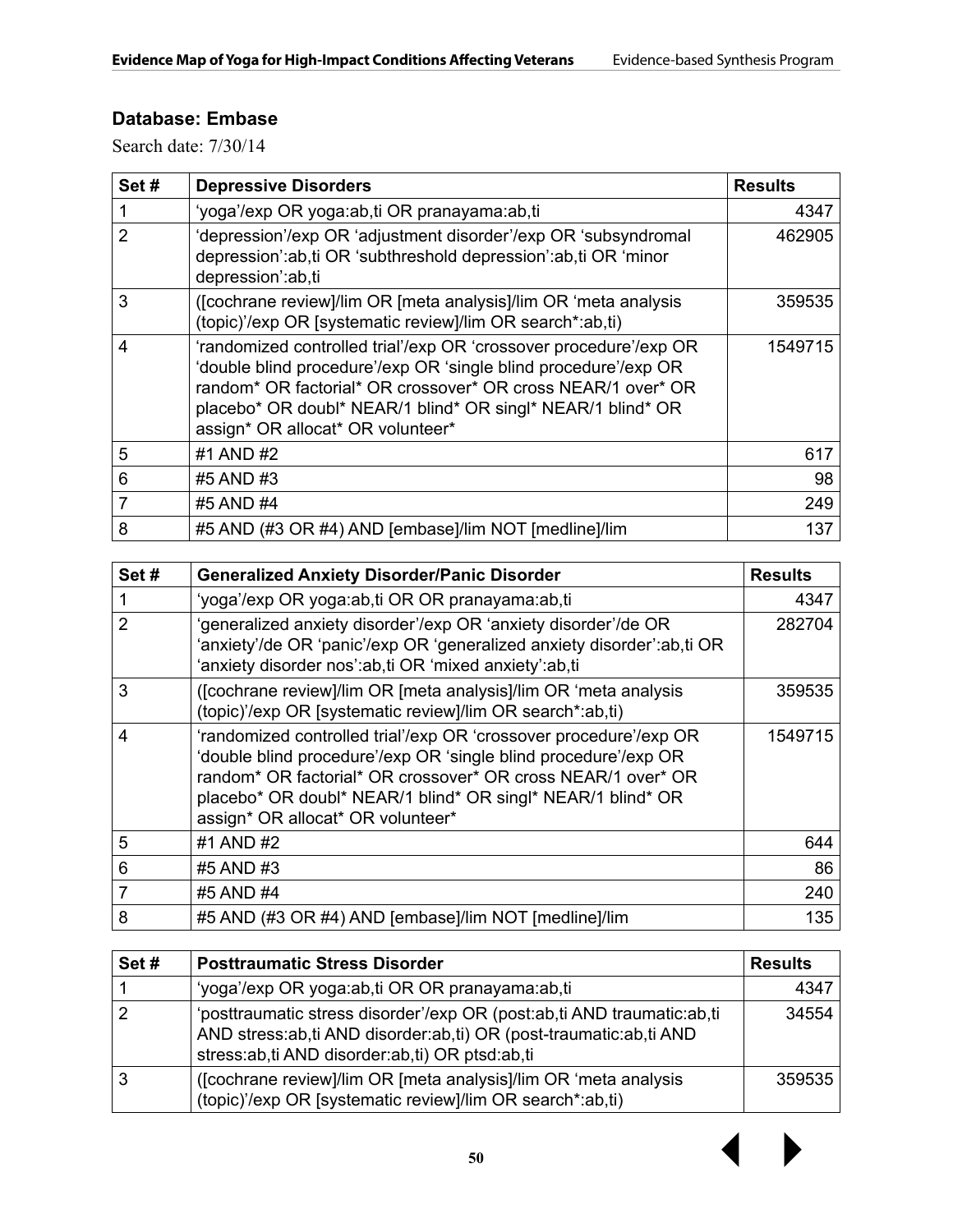## Database: Embase

Search date: 7/30/14

| Set # | Depressive Disorders | Results |
|---|---|---|
| 1 | 'yoga'/exp OR yoga:ab,ti OR pranayama:ab,ti | 4347 |
| 2 | 'depression'/exp OR 'adjustment disorder'/exp OR 'subsyndromal depression':ab,ti OR 'subthreshold depression':ab,ti OR 'minor depression':ab,ti | 462905 |
| 3 | ([cochrane review]/lim OR [meta analysis]/lim OR 'meta analysis (topic)'/exp OR [systematic review]/lim OR search*:ab,ti) | 359535 |
| 4 | 'randomized controlled trial'/exp OR 'crossover procedure'/exp OR 'double blind procedure'/exp OR 'single blind procedure'/exp OR random* OR factorial* OR crossover* OR cross NEAR/1 over* OR placebo* OR doubl* NEAR/1 blind* OR singl* NEAR/1 blind* OR assign* OR allocat* OR volunteer* | 1549715 |
| 5 | #1 AND #2 | 617 |
| 6 | #5 AND #3 | 98 |
| 7 | #5 AND #4 | 249 |
| 8 | #5 AND (#3 OR #4) AND [embase]/lim NOT [medline]/lim | 137 |

| Set # | Generalized Anxiety Disorder/Panic Disorder | Results |
|---|---|---|
| 1 | 'yoga'/exp OR yoga:ab,ti OR OR pranayama:ab,ti | 4347 |
| 2 | 'generalized anxiety disorder'/exp OR 'anxiety disorder'/de OR 'anxiety'/de OR 'panic'/exp OR 'generalized anxiety disorder':ab,ti OR 'anxiety disorder nos':ab,ti OR 'mixed anxiety':ab,ti | 282704 |
| 3 | ([cochrane review]/lim OR [meta analysis]/lim OR 'meta analysis (topic)'/exp OR [systematic review]/lim OR search*:ab,ti) | 359535 |
| 4 | 'randomized controlled trial'/exp OR 'crossover procedure'/exp OR 'double blind procedure'/exp OR 'single blind procedure'/exp OR random* OR factorial* OR crossover* OR cross NEAR/1 over* OR placebo* OR doubl* NEAR/1 blind* OR singl* NEAR/1 blind* OR assign* OR allocat* OR volunteer* | 1549715 |
| 5 | #1 AND #2 | 644 |
| 6 | #5 AND #3 | 86 |
| 7 | #5 AND #4 | 240 |
| 8 | #5 AND (#3 OR #4) AND [embase]/lim NOT [medline]/lim | 135 |

| Set # | Posttraumatic Stress Disorder | Results |
|---|---|---|
| 1 | 'yoga'/exp OR yoga:ab,ti OR OR pranayama:ab,ti | 4347 |
| 2 | 'posttraumatic stress disorder'/exp OR (post:ab,ti AND traumatic:ab,ti AND stress:ab,ti AND disorder:ab,ti) OR (post-traumatic:ab,ti AND stress:ab,ti AND disorder:ab,ti) OR ptsd:ab,ti | 34554 |
| 3 | ([cochrane review]/lim OR [meta analysis]/lim OR 'meta analysis (topic)'/exp OR [systematic review]/lim OR search*:ab,ti) | 359535 |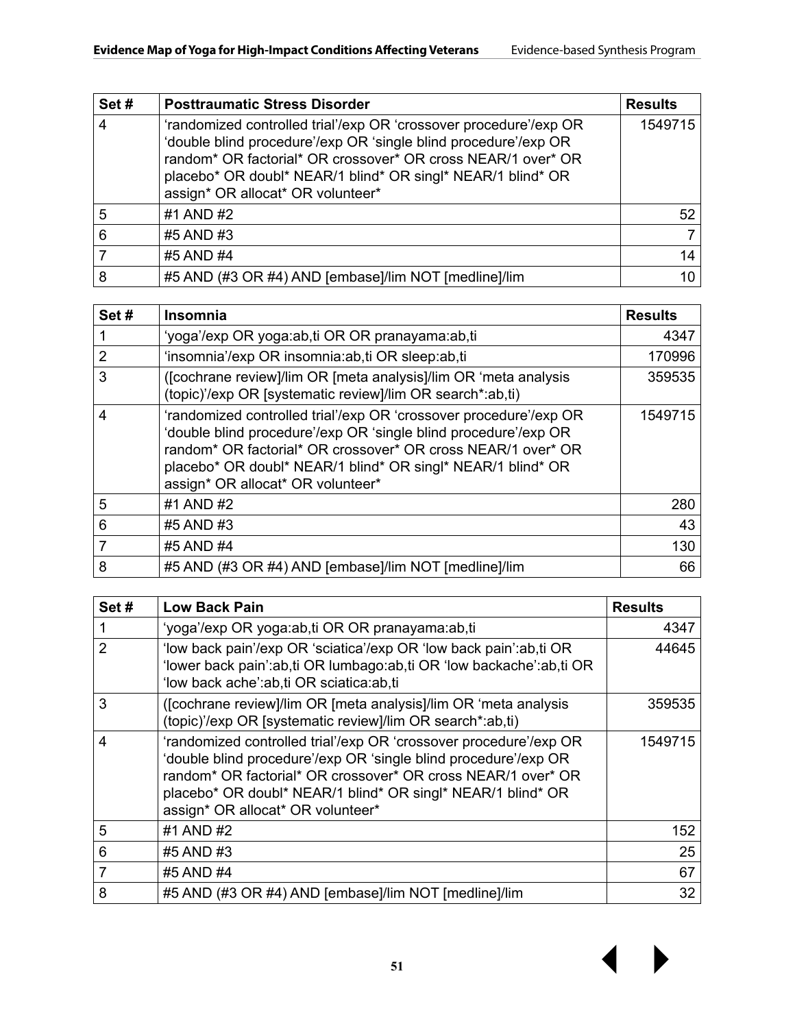| Set # | Posttraumatic Stress Disorder | Results |
|---|---|---|
| 4 | 'randomized controlled trial'/exp OR 'crossover procedure'/exp OR 'double blind procedure'/exp OR 'single blind procedure'/exp OR random* OR factorial* OR crossover* OR cross NEAR/1 over* OR placebo* OR doubl* NEAR/1 blind* OR singl* NEAR/1 blind* OR assign* OR allocat* OR volunteer* | 1549715 |
| 5 | #1 AND #2 | 52 |
| 6 | #5 AND #3 | 7 |
| 7 | #5 AND #4 | 14 |
| 8 | #5 AND (#3 OR #4) AND [embase]/lim NOT [medline]/lim | 10 |

| Set # | Insomnia | Results |
|---|---|---|
| 1 | 'yoga'/exp OR yoga:ab,ti OR OR pranayama:ab,ti | 4347 |
| 2 | 'insomnia'/exp OR insomnia:ab,ti OR sleep:ab,ti | 170996 |
| 3 | ([cochrane review]/lim OR [meta analysis]/lim OR 'meta analysis (topic)'/exp OR [systematic review]/lim OR search*:ab,ti) | 359535 |
| 4 | 'randomized controlled trial'/exp OR 'crossover procedure'/exp OR 'double blind procedure'/exp OR 'single blind procedure'/exp OR random* OR factorial* OR crossover* OR cross NEAR/1 over* OR placebo* OR doubl* NEAR/1 blind* OR singl* NEAR/1 blind* OR assign* OR allocat* OR volunteer* | 1549715 |
| 5 | #1 AND #2 | 280 |
| 6 | #5 AND #3 | 43 |
| 7 | #5 AND #4 | 130 |
| 8 | #5 AND (#3 OR #4) AND [embase]/lim NOT [medline]/lim | 66 |

| Set # | Low Back Pain | Results |
|---|---|---|
| 1 | 'yoga'/exp OR yoga:ab,ti OR OR pranayama:ab,ti | 4347 |
| 2 | 'low back pain'/exp OR 'sciatica'/exp OR 'low back pain':ab,ti OR 'lower back pain':ab,ti OR lumbago:ab,ti OR 'low backache':ab,ti OR 'low back ache':ab,ti OR sciatica:ab,ti | 44645 |
| 3 | ([cochrane review]/lim OR [meta analysis]/lim OR 'meta analysis (topic)'/exp OR [systematic review]/lim OR search*:ab,ti) | 359535 |
| 4 | 'randomized controlled trial'/exp OR 'crossover procedure'/exp OR 'double blind procedure'/exp OR 'single blind procedure'/exp OR random* OR factorial* OR crossover* OR cross NEAR/1 over* OR placebo* OR doubl* NEAR/1 blind* OR singl* NEAR/1 blind* OR assign* OR allocat* OR volunteer* | 1549715 |
| 5 | #1 AND #2 | 152 |
| 6 | #5 AND #3 | 25 |
| 7 | #5 AND #4 | 67 |
| 8 | #5 AND (#3 OR #4) AND [embase]/lim NOT [medline]/lim | 32 |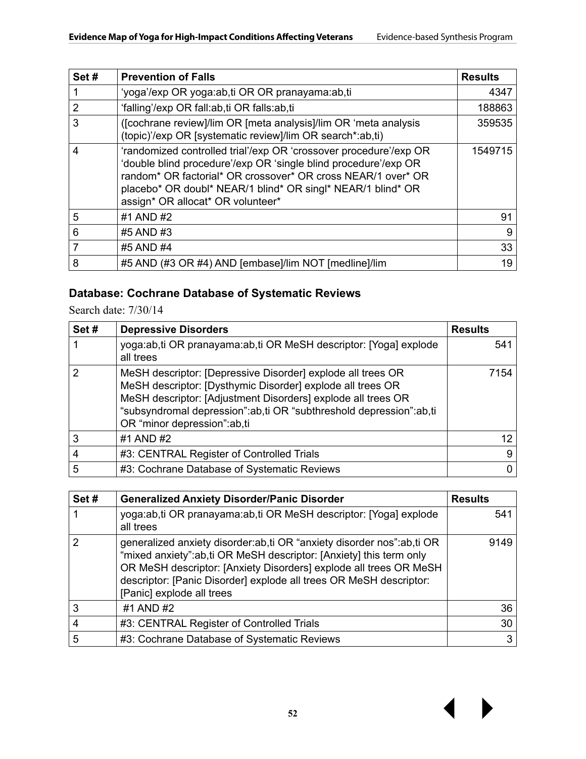| Set # | Prevention of Falls | Results |
|---|---|---|
| 1 | 'yoga'/exp OR yoga:ab,ti OR OR pranayama:ab,ti | 4347 |
| 2 | 'falling'/exp OR fall:ab,ti OR falls:ab,ti | 188863 |
| 3 | ([cochrane review]/lim OR [meta analysis]/lim OR 'meta analysis (topic)'/exp OR [systematic review]/lim OR search*:ab,ti) | 359535 |
| 4 | 'randomized controlled trial'/exp OR 'crossover procedure'/exp OR 'double blind procedure'/exp OR 'single blind procedure'/exp OR random* OR factorial* OR crossover* OR cross NEAR/1 over* OR placebo* OR doubl* NEAR/1 blind* OR singl* NEAR/1 blind* OR assign* OR allocat* OR volunteer* | 1549715 |
| 5 | #1 AND #2 | 91 |
| 6 | #5 AND #3 | 9 |
| 7 | #5 AND #4 | 33 |
| 8 | #5 AND (#3 OR #4) AND [embase]/lim NOT [medline]/lim | 19 |

### Database: Cochrane Database of Systematic Reviews

Search date: 7/30/14

| Set # | Depressive Disorders | Results |
|---|---|---|
| 1 | yoga:ab,ti OR pranayama:ab,ti OR MeSH descriptor: [Yoga] explode all trees | 541 |
| 2 | MeSH descriptor: [Depressive Disorder] explode all trees OR MeSH descriptor: [Dysthymic Disorder] explode all trees OR MeSH descriptor: [Adjustment Disorders] explode all trees OR "subsyndromal depression":ab,ti OR "subthreshold depression":ab,ti OR "minor depression":ab,ti | 7154 |
| 3 | #1 AND #2 | 12 |
| 4 | #3: CENTRAL Register of Controlled Trials | 9 |
| 5 | #3: Cochrane Database of Systematic Reviews | 0 |

| Set # | Generalized Anxiety Disorder/Panic Disorder | Results |
|---|---|---|
| 1 | yoga:ab,ti OR pranayama:ab,ti OR MeSH descriptor: [Yoga] explode all trees | 541 |
| 2 | generalized anxiety disorder:ab,ti OR "anxiety disorder nos":ab,ti OR "mixed anxiety":ab,ti OR MeSH descriptor: [Anxiety] this term only OR MeSH descriptor: [Anxiety Disorders] explode all trees OR MeSH descriptor: [Panic Disorder] explode all trees OR MeSH descriptor: [Panic] explode all trees | 9149 |
| 3 | #1 AND #2 | 36 |
| 4 | #3: CENTRAL Register of Controlled Trials | 30 |
| 5 | #3: Cochrane Database of Systematic Reviews | 3 |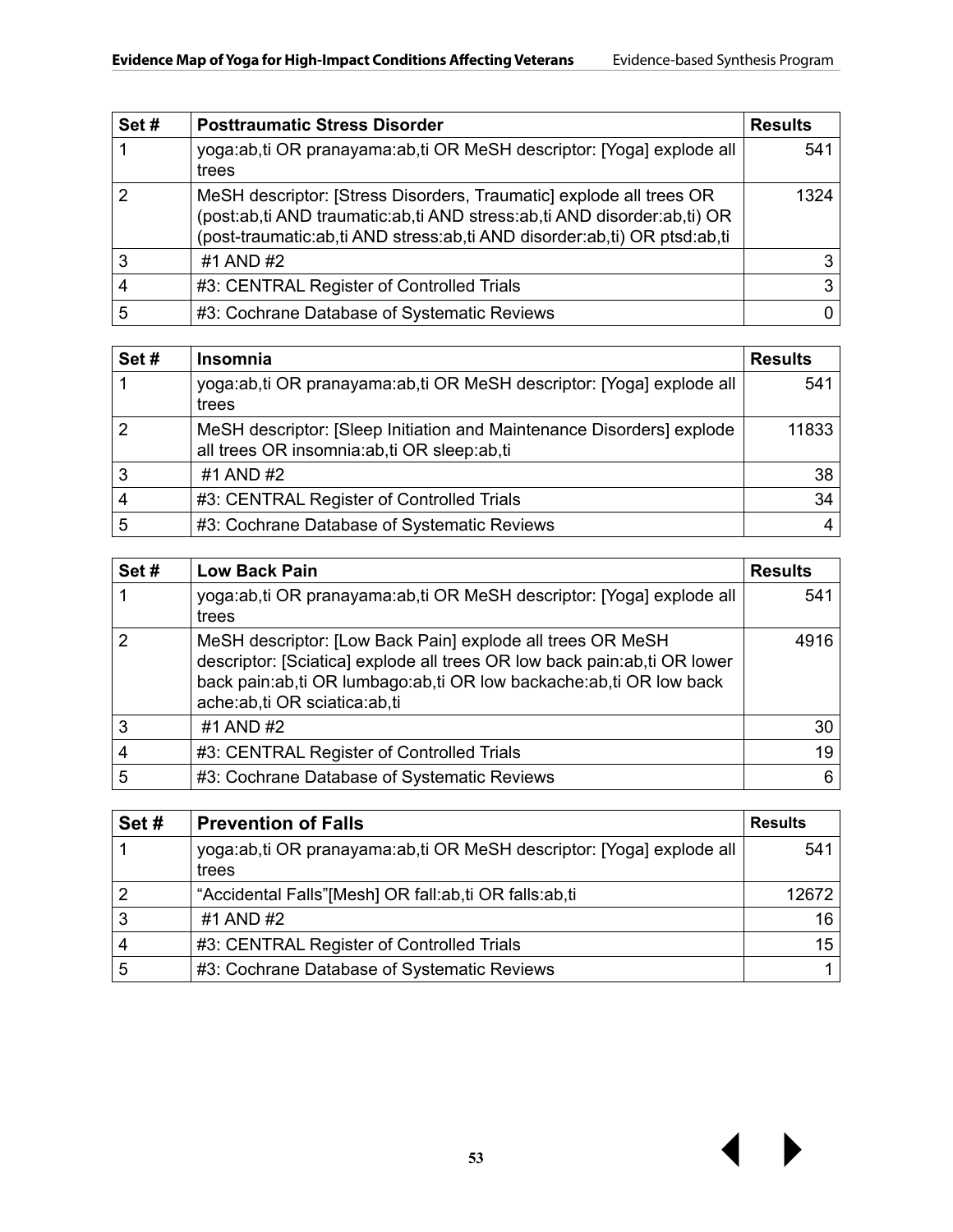| Set # | Posttraumatic Stress Disorder | Results |
|---|---|---|
| 1 | yoga:ab,ti OR pranayama:ab,ti OR MeSH descriptor: [Yoga] explode all trees | 541 |
| 2 | MeSH descriptor: [Stress Disorders, Traumatic] explode all trees OR (post:ab,ti AND traumatic:ab,ti AND stress:ab,ti AND disorder:ab,ti) OR (post-traumatic:ab,ti AND stress:ab,ti AND disorder:ab,ti) OR ptsd:ab,ti | 1324 |
| 3 | #1 AND #2 | 3 |
| 4 | #3: CENTRAL Register of Controlled Trials | 3 |
| 5 | #3: Cochrane Database of Systematic Reviews | 0 |

| Set # | Insomnia | Results |
|---|---|---|
| 1 | yoga:ab,ti OR pranayama:ab,ti OR MeSH descriptor: [Yoga] explode all trees | 541 |
| 2 | MeSH descriptor: [Sleep Initiation and Maintenance Disorders] explode all trees OR insomnia:ab,ti OR sleep:ab,ti | 11833 |
| 3 | #1 AND #2 | 38 |
| 4 | #3: CENTRAL Register of Controlled Trials | 34 |
| 5 | #3: Cochrane Database of Systematic Reviews | 4 |

| Set # | Low Back Pain | Results |
|---|---|---|
| 1 | yoga:ab,ti OR pranayama:ab,ti OR MeSH descriptor: [Yoga] explode all trees | 541 |
| 2 | MeSH descriptor: [Low Back Pain] explode all trees OR MeSH descriptor: [Sciatica] explode all trees OR low back pain:ab,ti OR lower back pain:ab,ti OR lumbago:ab,ti OR low backache:ab,ti OR low back ache:ab,ti OR sciatica:ab,ti | 4916 |
| 3 | #1 AND #2 | 30 |
| 4 | #3: CENTRAL Register of Controlled Trials | 19 |
| 5 | #3: Cochrane Database of Systematic Reviews | 6 |

| Set # | Prevention of Falls | Results |
|---|---|---|
| 1 | yoga:ab,ti OR pranayama:ab,ti OR MeSH descriptor: [Yoga] explode all trees | 541 |
| 2 | "Accidental Falls"[Mesh] OR fall:ab,ti OR falls:ab,ti | 12672 |
| 3 | #1 AND #2 | 16 |
| 4 | #3: CENTRAL Register of Controlled Trials | 15 |
| 5 | #3: Cochrane Database of Systematic Reviews | 1 |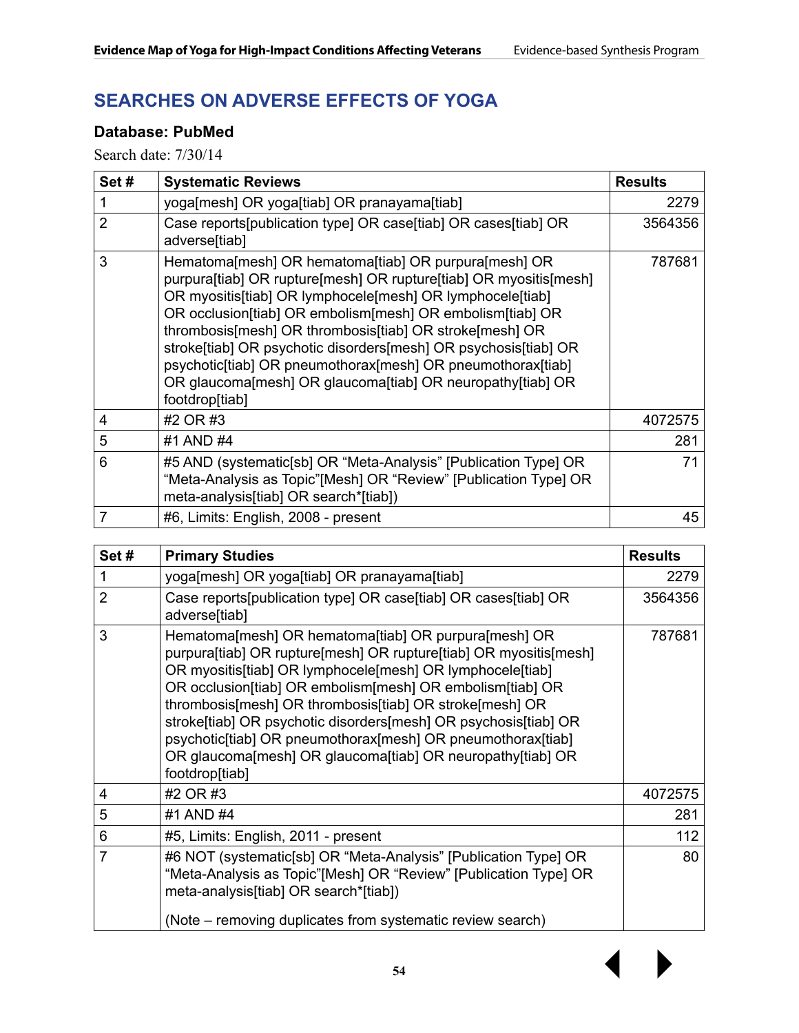## SEARCHES ON ADVERSE EFFECTS OF YOGA

### Database: PubMed

Search date: 7/30/14

| Set # | Systematic Reviews | Results |
|---|---|---|
| 1 | yoga[mesh] OR yoga[tiab] OR pranayama[tiab] | 2279 |
| 2 | Case reports[publication type] OR case[tiab] OR cases[tiab] OR adverse[tiab] | 3564356 |
| 3 | Hematoma[mesh] OR hematoma[tiab] OR purpura[mesh] OR purpura[tiab] OR rupture[mesh] OR rupture[tiab] OR myositis[mesh] OR myositis[tiab] OR lymphocele[mesh] OR lymphocele[tiab] OR occlusion[tiab] OR embolism[mesh] OR embolism[tiab] OR thrombosis[mesh] OR thrombosis[tiab] OR stroke[mesh] OR stroke[tiab] OR psychotic disorders[mesh] OR psychosis[tiab] OR psychotic[tiab] OR pneumothorax[mesh] OR pneumothorax[tiab] OR glaucoma[mesh] OR glaucoma[tiab] OR neuropathy[tiab] OR footdrop[tiab] | 787681 |
| 4 | #2 OR #3 | 4072575 |
| 5 | #1 AND #4 | 281 |
| 6 | #5 AND (systematic[sb] OR "Meta-Analysis" [Publication Type] OR "Meta-Analysis as Topic"[Mesh] OR "Review" [Publication Type] OR meta-analysis[tiab] OR search*[tiab]) | 71 |
| 7 | #6, Limits: English, 2008 - present | 45 |

| Set # | Primary Studies | Results |
|---|---|---|
| 1 | yoga[mesh] OR yoga[tiab] OR pranayama[tiab] | 2279 |
| 2 | Case reports[publication type] OR case[tiab] OR cases[tiab] OR adverse[tiab] | 3564356 |
| 3 | Hematoma[mesh] OR hematoma[tiab] OR purpura[mesh] OR purpura[tiab] OR rupture[mesh] OR rupture[tiab] OR myositis[mesh] OR myositis[tiab] OR lymphocele[mesh] OR lymphocele[tiab] OR occlusion[tiab] OR embolism[mesh] OR embolism[tiab] OR thrombosis[mesh] OR thrombosis[tiab] OR stroke[mesh] OR stroke[tiab] OR psychotic disorders[mesh] OR psychosis[tiab] OR psychotic[tiab] OR pneumothorax[mesh] OR pneumothorax[tiab] OR glaucoma[mesh] OR glaucoma[tiab] OR neuropathy[tiab] OR footdrop[tiab] | 787681 |
| 4 | #2 OR #3 | 4072575 |
| 5 | #1 AND #4 | 281 |
| 6 | #5, Limits: English, 2011 - present | 112 |
| 7 | #6 NOT (systematic[sb] OR "Meta-Analysis" [Publication Type] OR "Meta-Analysis as Topic"[Mesh] OR "Review" [Publication Type] OR meta-analysis[tiab] OR search*[tiab]) (Note – removing duplicates from systematic review search) | 80 |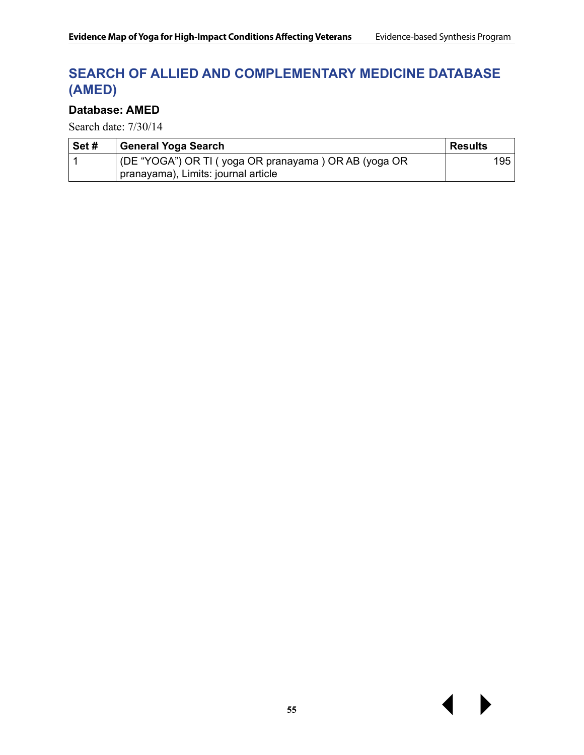## SEARCH OF ALLIED AND COMPLEMENTARY MEDICINE DATABASE (AMED)

### Database: AMED

Search date: 7/30/14

| Set # | General Yoga Search | Results |
|---|---|---|
| 1 | (DE "YOGA") OR TI ( yoga OR pranayama ) OR AB (yoga OR pranayama), Limits: journal article | 195 |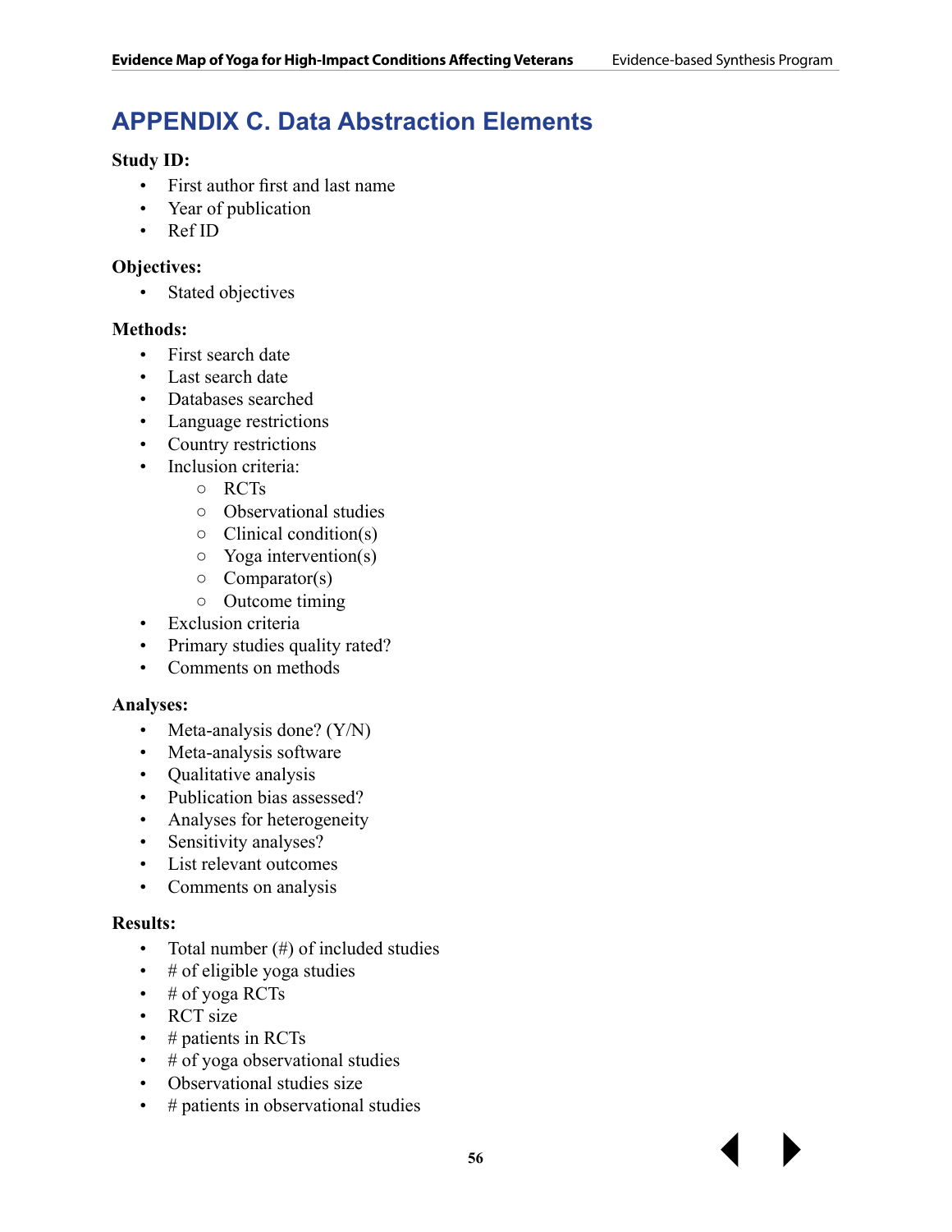# APPENDIX C. Data Abstraction Elements

**Study ID:**

- First author first and last name
- Year of publication
- Ref ID

**Objectives:**

- Stated objectives

**Methods:**

- First search date
- Last search date
- Databases searched
- Language restrictions
- Country restrictions
- Inclusion criteria:
    - RCTs
    - Observational studies
    - Clinical condition(s)
    - Yoga intervention(s)
    - Comparator(s)
    - Outcome timing
- Exclusion criteria
- Primary studies quality rated?
- Comments on methods

**Analyses:**

- Meta-analysis done? (Y/N)
- Meta-analysis software
- Qualitative analysis
- Publication bias assessed?
- Analyses for heterogeneity
- Sensitivity analyses?
- List relevant outcomes
- Comments on analysis

**Results:**

- Total number (#) of included studies
- # of eligible yoga studies
- # of yoga RCTs
- RCT size
- # patients in RCTs
- # of yoga observational studies
- Observational studies size
- # patients in observational studies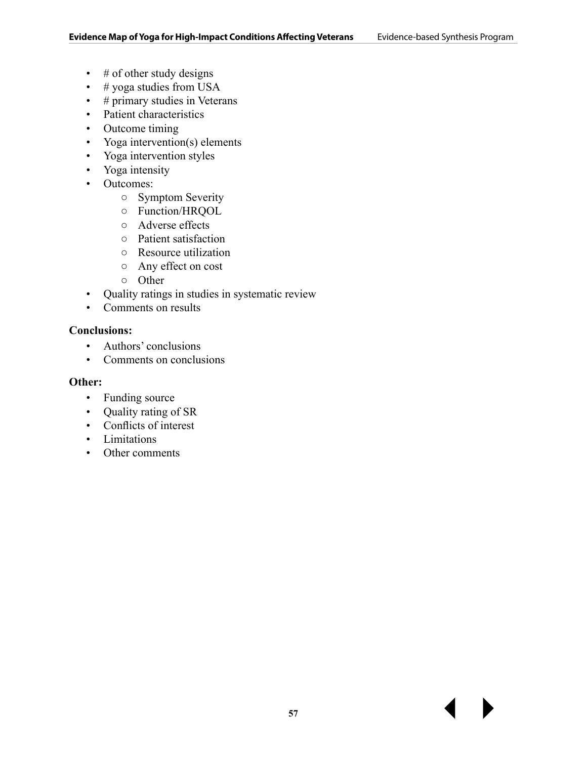- # of other study designs
- # yoga studies from USA
- # primary studies in Veterans
- Patient characteristics
- Outcome timing
- Yoga intervention(s) elements
- Yoga intervention styles
- Yoga intensity
- Outcomes:
    - Symptom Severity
    - Function/HRQOL
    - Adverse effects
    - Patient satisfaction
    - Resource utilization
    - Any effect on cost
    - Other
- Quality ratings in studies in systematic review
- Comments on results

**Conclusions:**

- Authors' conclusions
- Comments on conclusions

**Other:**

- Funding source
- Quality rating of SR
- Conflicts of interest
- Limitations
- Other comments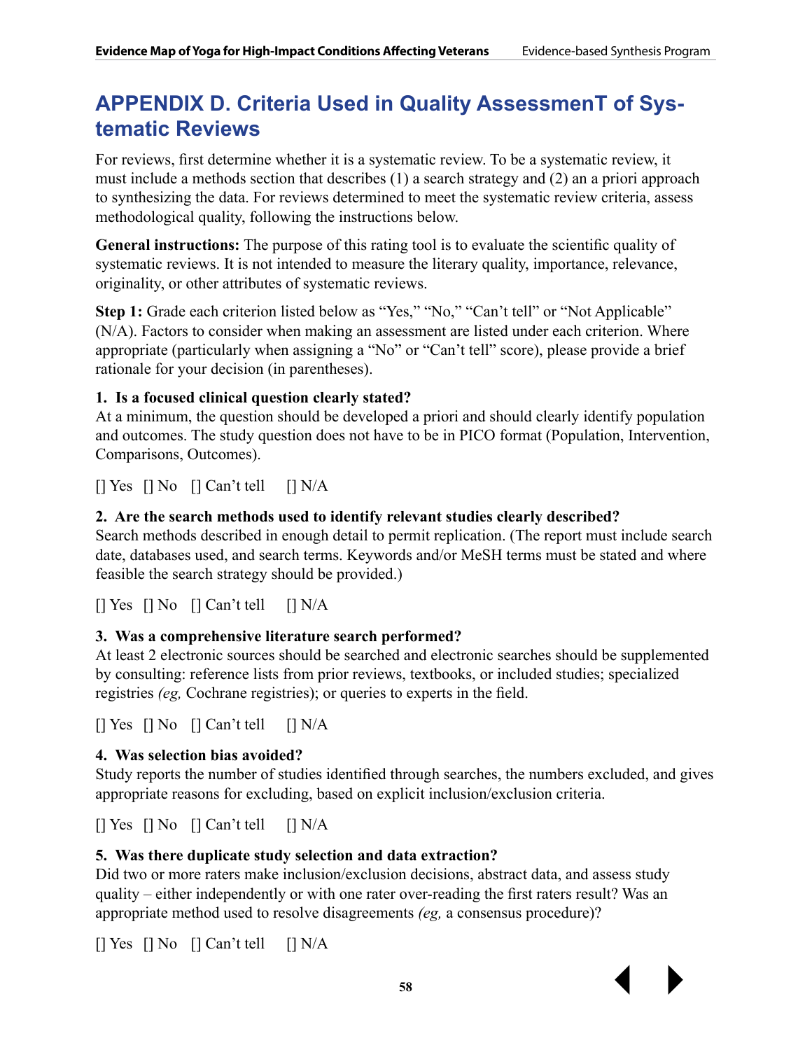# APPENDIX D. Criteria Used in Quality AssessmenT of Systematic Reviews

For reviews, first determine whether it is a systematic review. To be a systematic review, it must include a methods section that describes (1) a search strategy and (2) an a priori approach to synthesizing the data. For reviews determined to meet the systematic review criteria, assess methodological quality, following the instructions below.

**General instructions:** The purpose of this rating tool is to evaluate the scientific quality of systematic reviews. It is not intended to measure the literary quality, importance, relevance, originality, or other attributes of systematic reviews.

**Step 1:** Grade each criterion listed below as "Yes," "No," "Can't tell" or "Not Applicable" (N/A). Factors to consider when making an assessment are listed under each criterion. Where appropriate (particularly when assigning a "No" or "Can't tell" score), please provide a brief rationale for your decision (in parentheses).

**1. Is a focused clinical question clearly stated?**
At a minimum, the question should be developed a priori and should clearly identify population and outcomes. The study question does not have to be in PICO format (Population, Intervention, Comparisons, Outcomes).

[] Yes [] No [] Can't tell [] N/A

**2. Are the search methods used to identify relevant studies clearly described?**
Search methods described in enough detail to permit replication. (The report must include search date, databases used, and search terms. Keywords and/or MeSH terms must be stated and where feasible the search strategy should be provided.)

[] Yes [] No [] Can't tell [] N/A

**3. Was a comprehensive literature search performed?**
At least 2 electronic sources should be searched and electronic searches should be supplemented by consulting: reference lists from prior reviews, textbooks, or included studies; specialized registries *(eg,* Cochrane registries); or queries to experts in the field.

[] Yes [] No [] Can't tell [] N/A

**4. Was selection bias avoided?**
Study reports the number of studies identified through searches, the numbers excluded, and gives appropriate reasons for excluding, based on explicit inclusion/exclusion criteria.

[] Yes [] No [] Can't tell [] N/A

**5. Was there duplicate study selection and data extraction?**
Did two or more raters make inclusion/exclusion decisions, abstract data, and assess study quality – either independently or with one rater over-reading the first raters result? Was an appropriate method used to resolve disagreements *(eg,* a consensus procedure)?

[] Yes [] No [] Can't tell [] N/A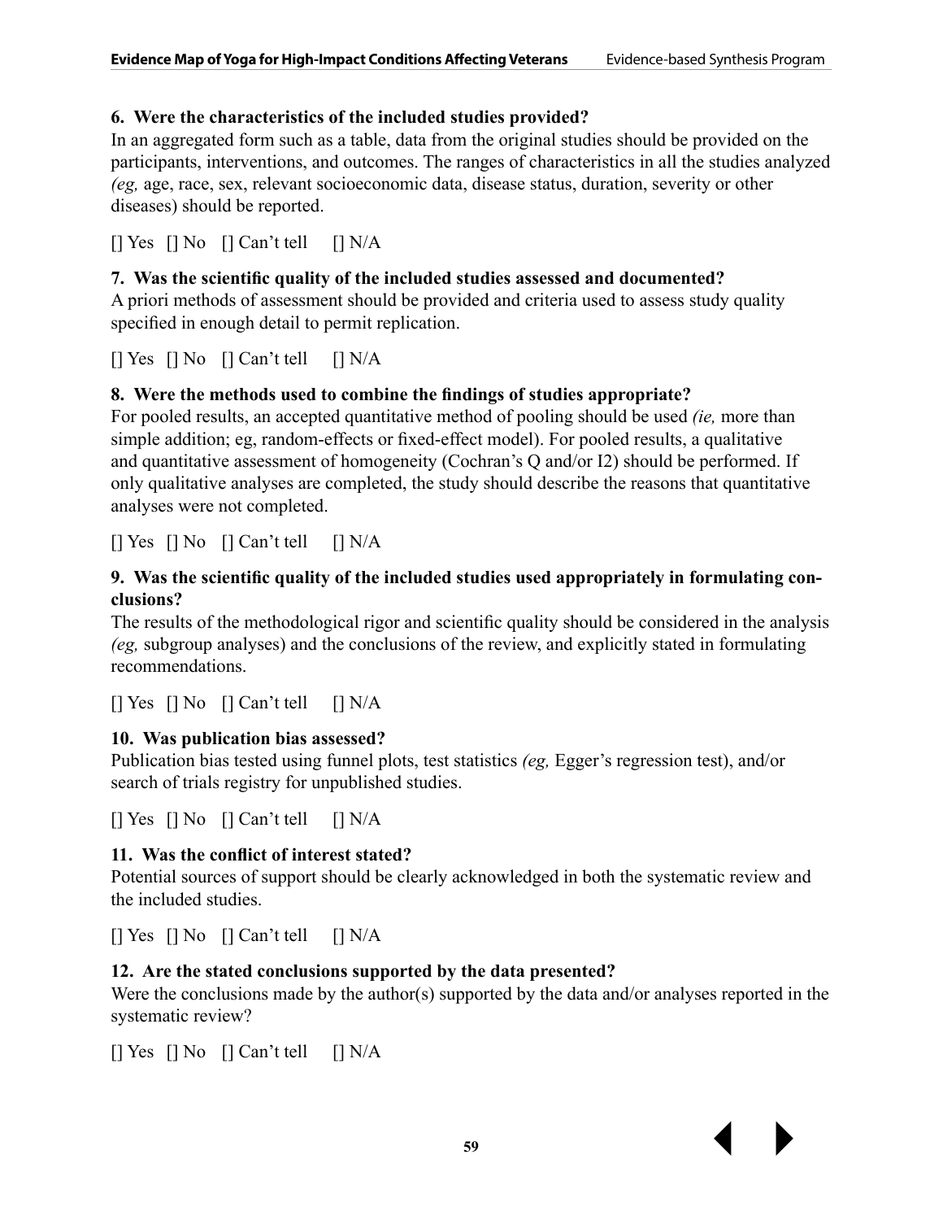**6. Were the characteristics of the included studies provided?**

In an aggregated form such as a table, data from the original studies should be provided on the participants, interventions, and outcomes. The ranges of characteristics in all the studies analyzed *(eg,* age, race, sex, relevant socioeconomic data, disease status, duration, severity or other diseases) should be reported.

[] Yes [] No [] Can't tell [] N/A

**7. Was the scientific quality of the included studies assessed and documented?**

A priori methods of assessment should be provided and criteria used to assess study quality specified in enough detail to permit replication.

[] Yes [] No [] Can't tell [] N/A

**8. Were the methods used to combine the findings of studies appropriate?**

For pooled results, an accepted quantitative method of pooling should be used *(ie,* more than simple addition; eg, random-effects or fixed-effect model). For pooled results, a qualitative and quantitative assessment of homogeneity (Cochran's Q and/or I2) should be performed. If only qualitative analyses are completed, the study should describe the reasons that quantitative analyses were not completed.

[] Yes [] No [] Can't tell [] N/A

**9. Was the scientific quality of the included studies used appropriately in formulating conclusions?**

The results of the methodological rigor and scientific quality should be considered in the analysis *(eg,* subgroup analyses) and the conclusions of the review, and explicitly stated in formulating recommendations.

[] Yes [] No [] Can't tell [] N/A

**10. Was publication bias assessed?**

Publication bias tested using funnel plots, test statistics *(eg,* Egger's regression test), and/or search of trials registry for unpublished studies.

[] Yes [] No [] Can't tell [] N/A

**11. Was the conflict of interest stated?**

Potential sources of support should be clearly acknowledged in both the systematic review and the included studies.

[] Yes [] No [] Can't tell [] N/A

**12. Are the stated conclusions supported by the data presented?**

Were the conclusions made by the author(s) supported by the data and/or analyses reported in the systematic review?

[] Yes [] No [] Can't tell [] N/A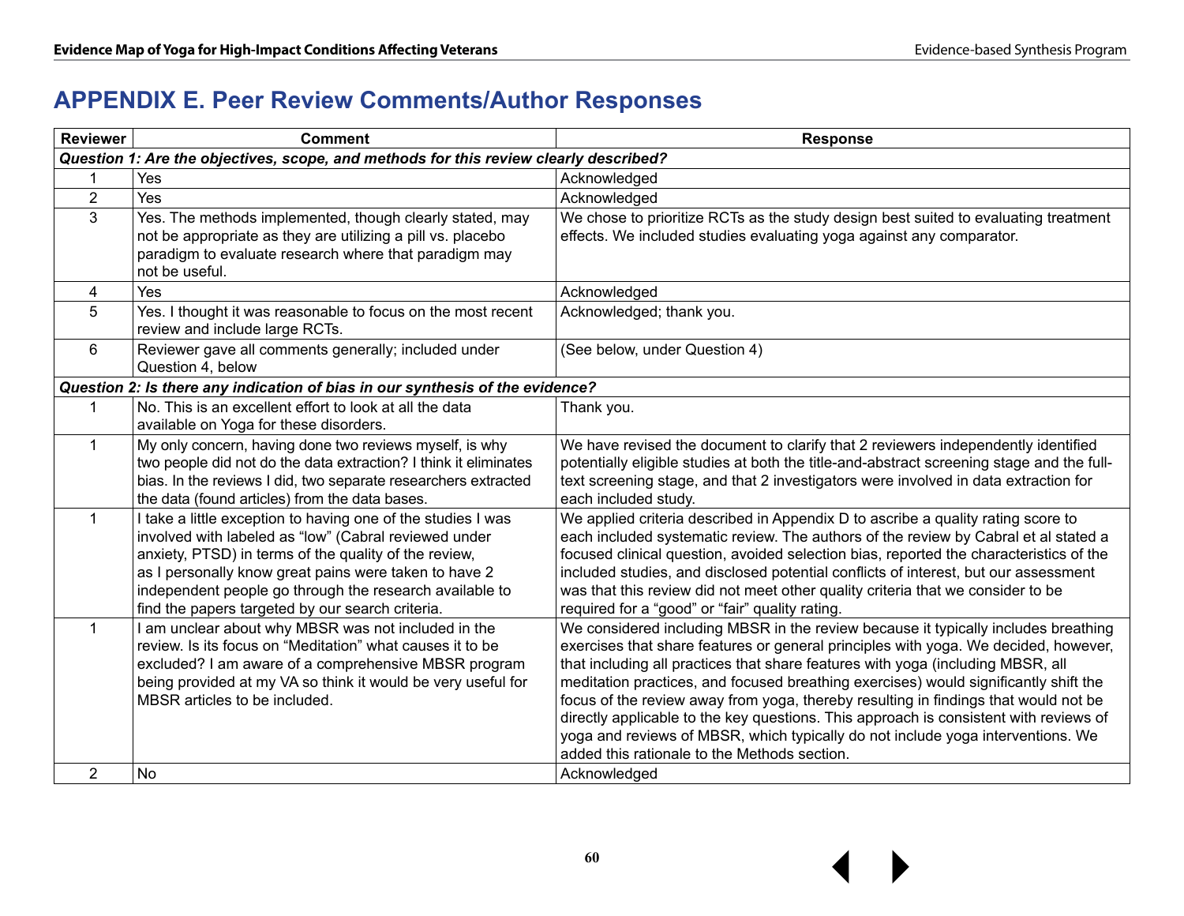# APPENDIX E. Peer Review Comments/Author Responses

| Reviewer | Comment | Response |
|---|---|---|
| ***Question 1: Are the objectives, scope, and methods for this review clearly described?*** | | |
| 1 | Yes | Acknowledged |
| 2 | Yes | Acknowledged |
| 3 | Yes. The methods implemented, though clearly stated, may not be appropriate as they are utilizing a pill vs. placebo paradigm to evaluate research where that paradigm may not be useful. | We chose to prioritize RCTs as the study design best suited to evaluating treatment effects. We included studies evaluating yoga against any comparator. |
| 4 | Yes | Acknowledged |
| 5 | Yes. I thought it was reasonable to focus on the most recent review and include large RCTs. | Acknowledged; thank you. |
| 6 | Reviewer gave all comments generally; included under Question 4, below | (See below, under Question 4) |
| ***Question 2: Is there any indication of bias in our synthesis of the evidence?*** | | |
| 1 | No. This is an excellent effort to look at all the data available on Yoga for these disorders. | Thank you. |
| 1 | My only concern, having done two reviews myself, is why two people did not do the data extraction? I think it eliminates bias. In the reviews I did, two separate researchers extracted the data (found articles) from the data bases. | We have revised the document to clarify that 2 reviewers independently identified potentially eligible studies at both the title-and-abstract screening stage and the full-text screening stage, and that 2 investigators were involved in data extraction for each included study. |
| 1 | I take a little exception to having one of the studies I was involved with labeled as "low" (Cabral reviewed under anxiety, PTSD) in terms of the quality of the review, as I personally know great pains were taken to have 2 independent people go through the research available to find the papers targeted by our search criteria. | We applied criteria described in Appendix D to ascribe a quality rating score to each included systematic review. The authors of the review by Cabral et al stated a focused clinical question, avoided selection bias, reported the characteristics of the included studies, and disclosed potential conflicts of interest, but our assessment was that this review did not meet other quality criteria that we consider to be required for a "good" or "fair" quality rating. |
| 1 | I am unclear about why MBSR was not included in the review. Is its focus on "Meditation" what causes it to be excluded? I am aware of a comprehensive MBSR program being provided at my VA so think it would be very useful for MBSR articles to be included. | We considered including MBSR in the review because it typically includes breathing exercises that share features or general principles with yoga. We decided, however, that including all practices that share features with yoga (including MBSR, all meditation practices, and focused breathing exercises) would significantly shift the focus of the review away from yoga, thereby resulting in findings that would not be directly applicable to the key questions. This approach is consistent with reviews of yoga and reviews of MBSR, which typically do not include yoga interventions. We added this rationale to the Methods section. |
| 2 | No | Acknowledged |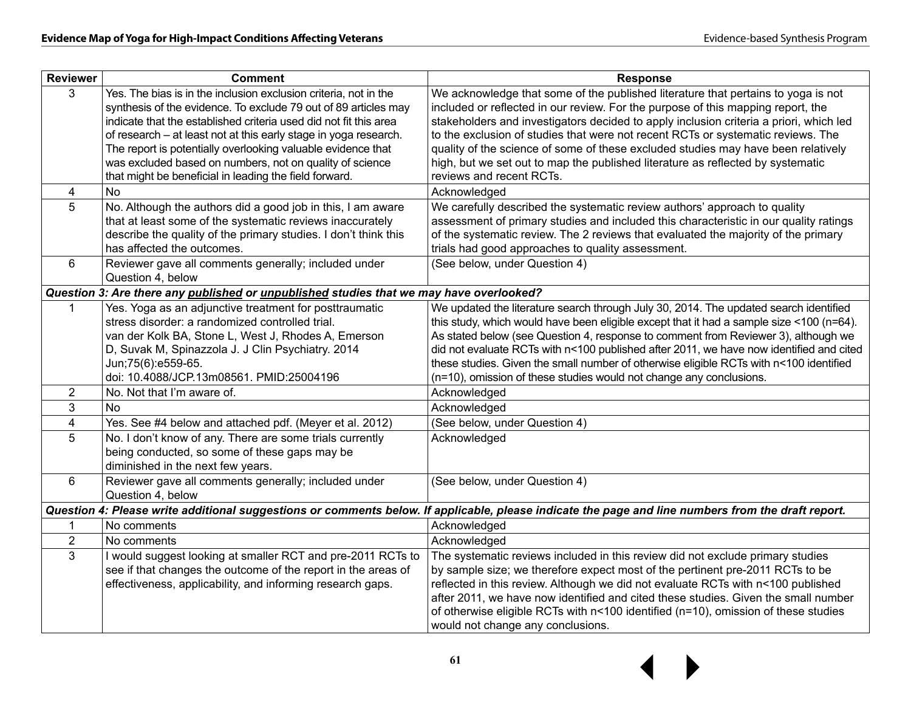| Reviewer | Comment | Response |
|---|---|---|
| 3 | Yes. The bias is in the inclusion exclusion criteria, not in the synthesis of the evidence. To exclude 79 out of 89 articles may indicate that the established criteria used did not fit this area of research – at least not at this early stage in yoga research. The report is potentially overlooking valuable evidence that was excluded based on numbers, not on quality of science that might be beneficial in leading the field forward. | We acknowledge that some of the published literature that pertains to yoga is not included or reflected in our review. For the purpose of this mapping report, the stakeholders and investigators decided to apply inclusion criteria a priori, which led to the exclusion of studies that were not recent RCTs or systematic reviews. The quality of the science of some of these excluded studies may have been relatively high, but we set out to map the published literature as reflected by systematic reviews and recent RCTs. |
| 4 | No | Acknowledged |
| 5 | No. Although the authors did a good job in this, I am aware that at least some of the systematic reviews inaccurately describe the quality of the primary studies. I don't think this has affected the outcomes. | We carefully described the systematic review authors' approach to quality assessment of primary studies and included this characteristic in our quality ratings of the systematic review. The 2 reviews that evaluated the majority of the primary trials had good approaches to quality assessment. |
| 6 | Reviewer gave all comments generally; included under Question 4, below | (See below, under Question 4) |
| ***Question 3: Are there any published or unpublished studies that we may have overlooked?*** | | |
| 1 | Yes. Yoga as an adjunctive treatment for posttraumatic stress disorder: a randomized controlled trial. van der Kolk BA, Stone L, West J, Rhodes A, Emerson D, Suvak M, Spinazzola J. J Clin Psychiatry. 2014 Jun;75(6):e559-65. doi: 10.4088/JCP.13m08561. PMID:25004196 | We updated the literature search through July 30, 2014. The updated search identified this study, which would have been eligible except that it had a sample size <100 (n=64). As stated below (see Question 4, response to comment from Reviewer 3), although we did not evaluate RCTs with n<100 published after 2011, we have now identified and cited these studies. Given the small number of otherwise eligible RCTs with n<100 identified (n=10), omission of these studies would not change any conclusions. |
| 2 | No. Not that I'm aware of. | Acknowledged |
| 3 | No | Acknowledged |
| 4 | Yes. See #4 below and attached pdf. (Meyer et al. 2012) | (See below, under Question 4) |
| 5 | No. I don't know of any. There are some trials currently being conducted, so some of these gaps may be diminished in the next few years. | Acknowledged |
| 6 | Reviewer gave all comments generally; included under Question 4, below | (See below, under Question 4) |
| ***Question 4: Please write additional suggestions or comments below. If applicable, please indicate the page and line numbers from the draft report.*** | | |
| 1 | No comments | Acknowledged |
| 2 | No comments | Acknowledged |
| 3 | I would suggest looking at smaller RCT and pre-2011 RCTs to see if that changes the outcome of the report in the areas of effectiveness, applicability, and informing research gaps. | The systematic reviews included in this review did not exclude primary studies by sample size; we therefore expect most of the pertinent pre-2011 RCTs to be reflected in this review. Although we did not evaluate RCTs with n<100 published after 2011, we have now identified and cited these studies. Given the small number of otherwise eligible RCTs with n<100 identified (n=10), omission of these studies would not change any conclusions. |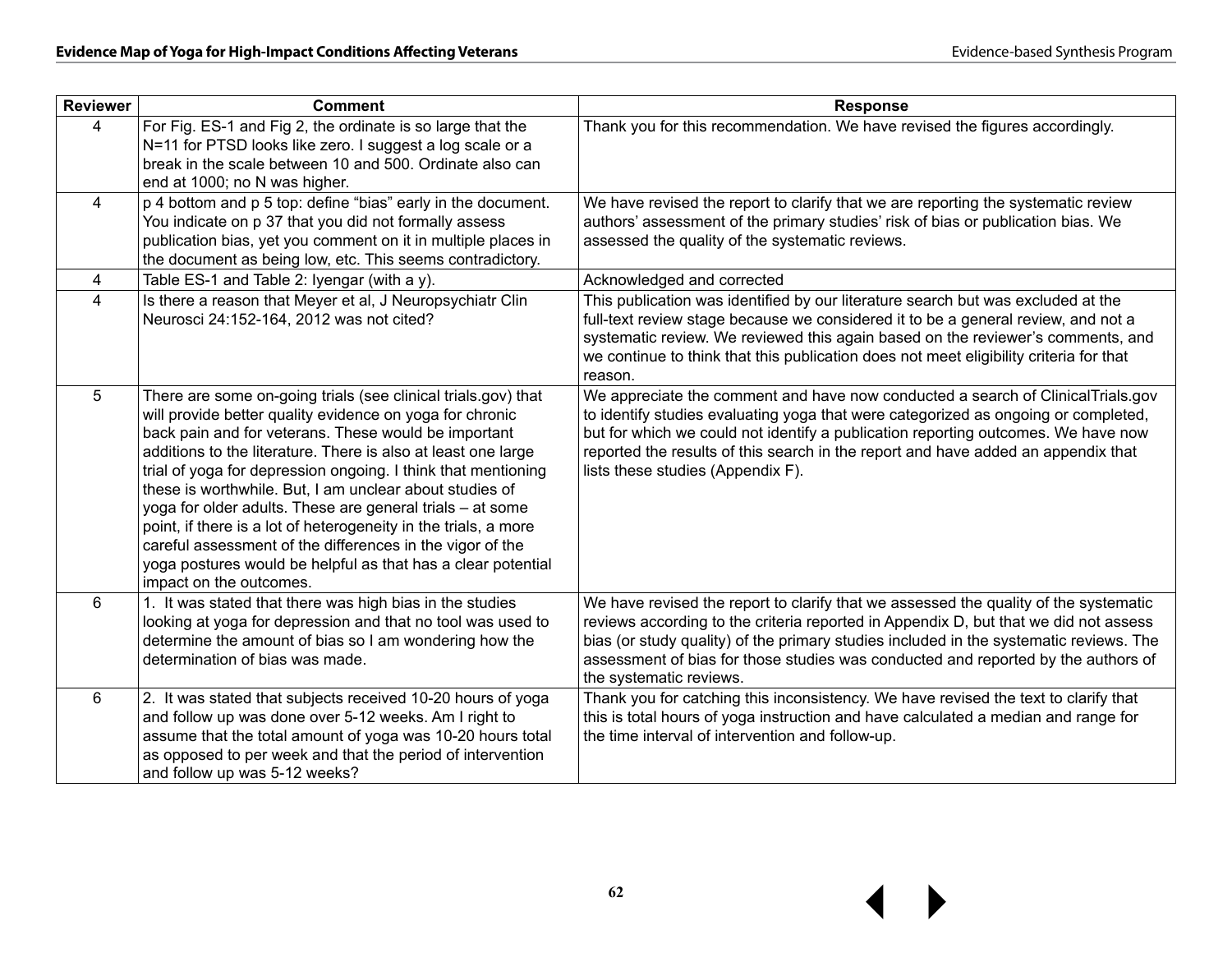| Reviewer | Comment | Response |
|---|---|---|
| 4 | For Fig. ES-1 and Fig 2, the ordinate is so large that the N=11 for PTSD looks like zero. I suggest a log scale or a break in the scale between 10 and 500. Ordinate also can end at 1000; no N was higher. | Thank you for this recommendation. We have revised the figures accordingly. |
| 4 | p 4 bottom and p 5 top: define "bias" early in the document. You indicate on p 37 that you did not formally assess publication bias, yet you comment on it in multiple places in the document as being low, etc. This seems contradictory. | We have revised the report to clarify that we are reporting the systematic review authors' assessment of the primary studies' risk of bias or publication bias. We assessed the quality of the systematic reviews. |
| 4 | Table ES-1 and Table 2: Iyengar (with a y). | Acknowledged and corrected |
| 4 | Is there a reason that Meyer et al, J Neuropsychiatr Clin Neurosci 24:152-164, 2012 was not cited? | This publication was identified by our literature search but was excluded at the full-text review stage because we considered it to be a general review, and not a systematic review. We reviewed this again based on the reviewer's comments, and we continue to think that this publication does not meet eligibility criteria for that reason. |
| 5 | There are some on-going trials (see clinical trials.gov) that will provide better quality evidence on yoga for chronic back pain and for veterans. These would be important additions to the literature. There is also at least one large trial of yoga for depression ongoing. I think that mentioning these is worthwhile. But, I am unclear about studies of yoga for older adults. These are general trials – at some point, if there is a lot of heterogeneity in the trials, a more careful assessment of the differences in the vigor of the yoga postures would be helpful as that has a clear potential impact on the outcomes. | We appreciate the comment and have now conducted a search of ClinicalTrials.gov to identify studies evaluating yoga that were categorized as ongoing or completed, but for which we could not identify a publication reporting outcomes. We have now reported the results of this search in the report and have added an appendix that lists these studies (Appendix F). |
| 6 | 1. It was stated that there was high bias in the studies looking at yoga for depression and that no tool was used to determine the amount of bias so I am wondering how the determination of bias was made. | We have revised the report to clarify that we assessed the quality of the systematic reviews according to the criteria reported in Appendix D, but that we did not assess bias (or study quality) of the primary studies included in the systematic reviews. The assessment of bias for those studies was conducted and reported by the authors of the systematic reviews. |
| 6 | 2. It was stated that subjects received 10-20 hours of yoga and follow up was done over 5-12 weeks. Am I right to assume that the total amount of yoga was 10-20 hours total as opposed to per week and that the period of intervention and follow up was 5-12 weeks? | Thank you for catching this inconsistency. We have revised the text to clarify that this is total hours of yoga instruction and have calculated a median and range for the time interval of intervention and follow-up. |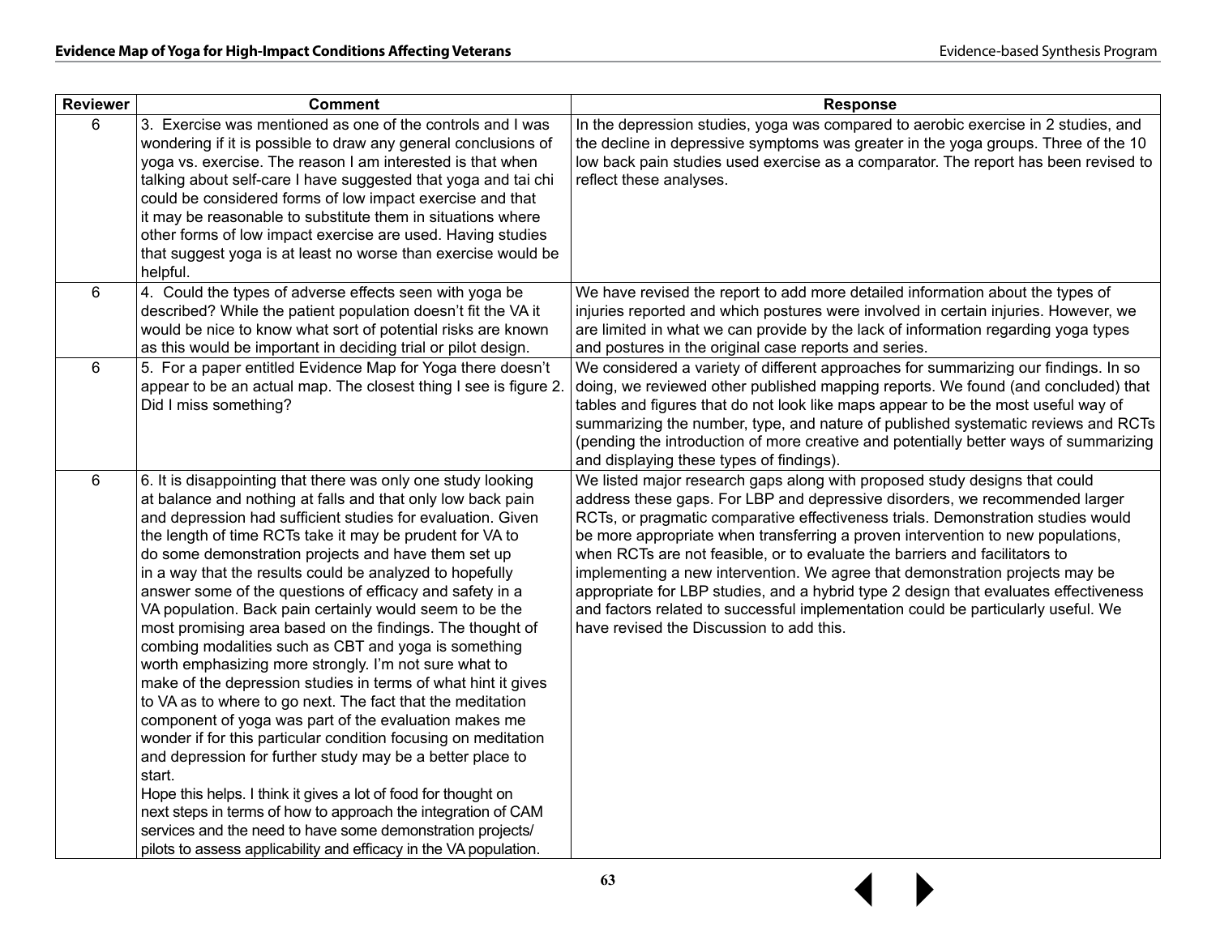| Reviewer | Comment | Response |
|---|---|---|
| 6 | 3. Exercise was mentioned as one of the controls and I was wondering if it is possible to draw any general conclusions of yoga vs. exercise. The reason I am interested is that when talking about self-care I have suggested that yoga and tai chi could be considered forms of low impact exercise and that it may be reasonable to substitute them in situations where other forms of low impact exercise are used. Having studies that suggest yoga is at least no worse than exercise would be helpful. | In the depression studies, yoga was compared to aerobic exercise in 2 studies, and the decline in depressive symptoms was greater in the yoga groups. Three of the 10 low back pain studies used exercise as a comparator. The report has been revised to reflect these analyses. |
| 6 | 4. Could the types of adverse effects seen with yoga be described? While the patient population doesn't fit the VA it would be nice to know what sort of potential risks are known as this would be important in deciding trial or pilot design. | We have revised the report to add more detailed information about the types of injuries reported and which postures were involved in certain injuries. However, we are limited in what we can provide by the lack of information regarding yoga types and postures in the original case reports and series. |
| 6 | 5. For a paper entitled Evidence Map for Yoga there doesn't appear to be an actual map. The closest thing I see is figure 2. Did I miss something? | We considered a variety of different approaches for summarizing our findings. In so doing, we reviewed other published mapping reports. We found (and concluded) that tables and figures that do not look like maps appear to be the most useful way of summarizing the number, type, and nature of published systematic reviews and RCTs (pending the introduction of more creative and potentially better ways of summarizing and displaying these types of findings). |
| 6 | 6. It is disappointing that there was only one study looking at balance and nothing at falls and that only low back pain and depression had sufficient studies for evaluation. Given the length of time RCTs take it may be prudent for VA to do some demonstration projects and have them set up in a way that the results could be analyzed to hopefully answer some of the questions of efficacy and safety in a VA population. Back pain certainly would seem to be the most promising area based on the findings. The thought of combing modalities such as CBT and yoga is something worth emphasizing more strongly. I'm not sure what to make of the depression studies in terms of what hint it gives to VA as to where to go next. The fact that the meditation component of yoga was part of the evaluation makes me wonder if for this particular condition focusing on meditation and depression for further study may be a better place to start.<br>Hope this helps. I think it gives a lot of food for thought on next steps in terms of how to approach the integration of CAM services and the need to have some demonstration projects/pilots to assess applicability and efficacy in the VA population. | We listed major research gaps along with proposed study designs that could address these gaps. For LBP and depressive disorders, we recommended larger RCTs, or pragmatic comparative effectiveness trials. Demonstration studies would be more appropriate when transferring a proven intervention to new populations, when RCTs are not feasible, or to evaluate the barriers and facilitators to implementing a new intervention. We agree that demonstration projects may be appropriate for LBP studies, and a hybrid type 2 design that evaluates effectiveness and factors related to successful implementation could be particularly useful. We have revised the Discussion to add this. |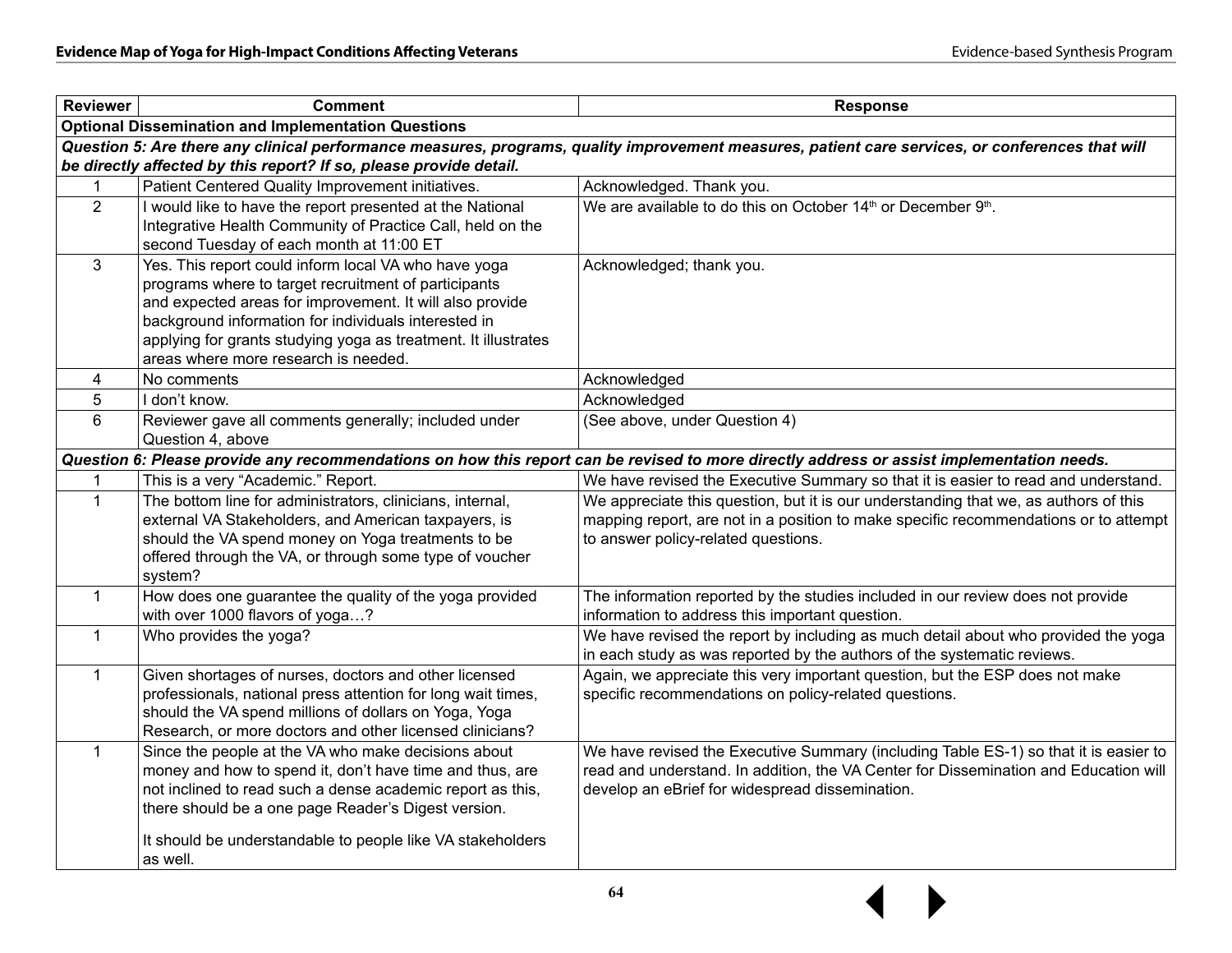| Reviewer | Comment | Response |
|---|---|---|
| **Optional Dissemination and Implementation Questions** | | |
| ***Question 5: Are there any clinical performance measures, programs, quality improvement measures, patient care services, or conferences that will be directly affected by this report? If so, please provide detail.*** | | |
| 1 | Patient Centered Quality Improvement initiatives. | Acknowledged. Thank you. |
| 2 | I would like to have the report presented at the National Integrative Health Community of Practice Call, held on the second Tuesday of each month at 11:00 ET | We are available to do this on October 14th or December 9th. |
| 3 | Yes. This report could inform local VA who have yoga programs where to target recruitment of participants and expected areas for improvement. It will also provide background information for individuals interested in applying for grants studying yoga as treatment. It illustrates areas where more research is needed. | Acknowledged; thank you. |
| 4 | No comments | Acknowledged |
| 5 | I don't know. | Acknowledged |
| 6 | Reviewer gave all comments generally; included under Question 4, above | (See above, under Question 4) |
| ***Question 6: Please provide any recommendations on how this report can be revised to more directly address or assist implementation needs.*** | | |
| 1 | This is a very "Academic." Report. | We have revised the Executive Summary so that it is easier to read and understand. |
| 1 | The bottom line for administrators, clinicians, internal, external VA Stakeholders, and American taxpayers, is should the VA spend money on Yoga treatments to be offered through the VA, or through some type of voucher system? | We appreciate this question, but it is our understanding that we, as authors of this mapping report, are not in a position to make specific recommendations or to attempt to answer policy-related questions. |
| 1 | How does one guarantee the quality of the yoga provided with over 1000 flavors of yoga…? | The information reported by the studies included in our review does not provide information to address this important question. |
| 1 | Who provides the yoga? | We have revised the report by including as much detail about who provided the yoga in each study as was reported by the authors of the systematic reviews. |
| 1 | Given shortages of nurses, doctors and other licensed professionals, national press attention for long wait times, should the VA spend millions of dollars on Yoga, Yoga Research, or more doctors and other licensed clinicians? | Again, we appreciate this very important question, but the ESP does not make specific recommendations on policy-related questions. |
| 1 | Since the people at the VA who make decisions about money and how to spend it, don't have time and thus, are not inclined to read such a dense academic report as this, there should be a one page Reader's Digest version.<br><br>It should be understandable to people like VA stakeholders as well. | We have revised the Executive Summary (including Table ES-1) so that it is easier to read and understand. In addition, the VA Center for Dissemination and Education will develop an eBrief for widespread dissemination. |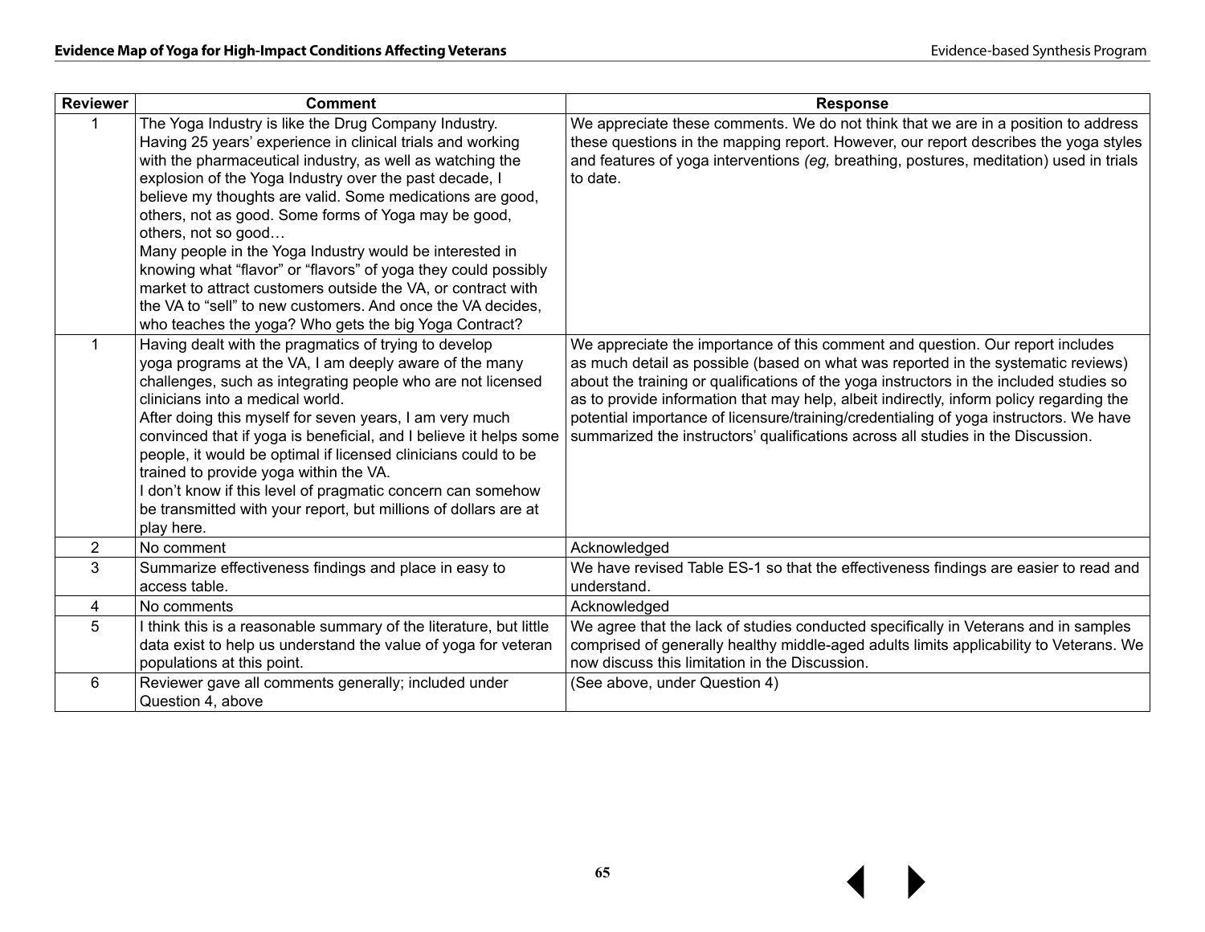| Reviewer | Comment | Response |
|---|---|---|
| 1 | The Yoga Industry is like the Drug Company Industry. Having 25 years' experience in clinical trials and working with the pharmaceutical industry, as well as watching the explosion of the Yoga Industry over the past decade, I believe my thoughts are valid. Some medications are good, others, not as good. Some forms of Yoga may be good, others, not so good… Many people in the Yoga Industry would be interested in knowing what "flavor" or "flavors" of yoga they could possibly market to attract customers outside the VA, or contract with the VA to "sell" to new customers. And once the VA decides, who teaches the yoga? Who gets the big Yoga Contract? | We appreciate these comments. We do not think that we are in a position to address these questions in the mapping report. However, our report describes the yoga styles and features of yoga interventions *(eg,* breathing, postures, meditation) used in trials to date. |
| 1 | Having dealt with the pragmatics of trying to develop yoga programs at the VA, I am deeply aware of the many challenges, such as integrating people who are not licensed clinicians into a medical world. After doing this myself for seven years, I am very much convinced that if yoga is beneficial, and I believe it helps some people, it would be optimal if licensed clinicians could to be trained to provide yoga within the VA. I don't know if this level of pragmatic concern can somehow be transmitted with your report, but millions of dollars are at play here. | We appreciate the importance of this comment and question. Our report includes as much detail as possible (based on what was reported in the systematic reviews) about the training or qualifications of the yoga instructors in the included studies so as to provide information that may help, albeit indirectly, inform policy regarding the potential importance of licensure/training/credentialing of yoga instructors. We have summarized the instructors' qualifications across all studies in the Discussion. |
| 2 | No comment | Acknowledged |
| 3 | Summarize effectiveness findings and place in easy to access table. | We have revised Table ES-1 so that the effectiveness findings are easier to read and understand. |
| 4 | No comments | Acknowledged |
| 5 | I think this is a reasonable summary of the literature, but little data exist to help us understand the value of yoga for veteran populations at this point. | We agree that the lack of studies conducted specifically in Veterans and in samples comprised of generally healthy middle-aged adults limits applicability to Veterans. We now discuss this limitation in the Discussion. |
| 6 | Reviewer gave all comments generally; included under Question 4, above | (See above, under Question 4) |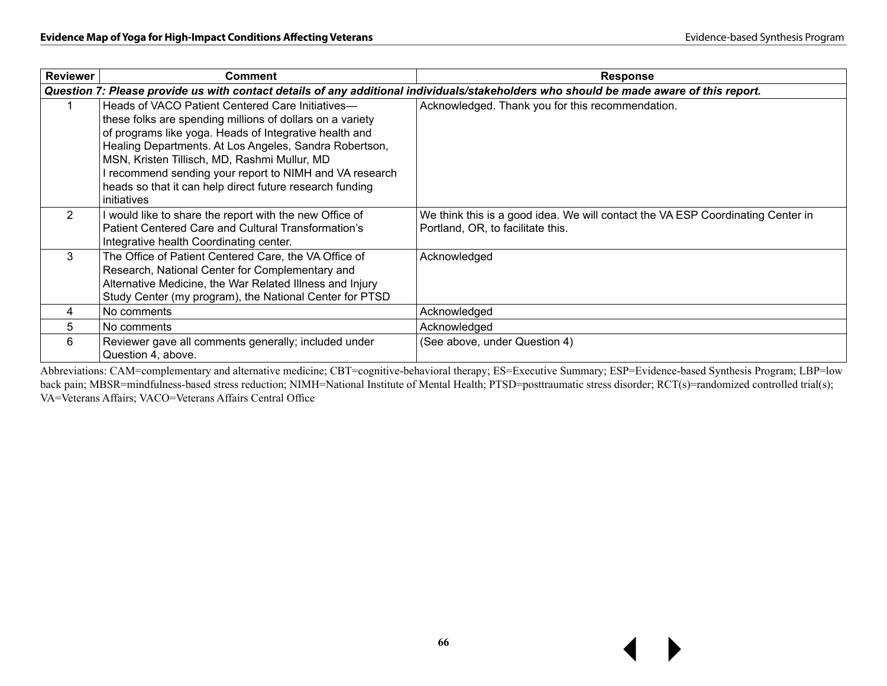| Reviewer | Comment | Response |
|---|---|---|
| ***Question 7: Please provide us with contact details of any additional individuals/stakeholders who should be made aware of this report.*** | | |
| 1 | Heads of VACO Patient Centered Care Initiatives— these folks are spending millions of dollars on a variety of programs like yoga. Heads of Integrative health and Healing Departments. At Los Angeles, Sandra Robertson, MSN, Kristen Tillisch, MD, Rashmi Mullur, MD<br>I recommend sending your report to NIMH and VA research heads so that it can help direct future research funding initiatives | Acknowledged. Thank you for this recommendation. |
| 2 | I would like to share the report with the new Office of Patient Centered Care and Cultural Transformation's Integrative health Coordinating center. | We think this is a good idea. We will contact the VA ESP Coordinating Center in Portland, OR, to facilitate this. |
| 3 | The Office of Patient Centered Care, the VA Office of Research, National Center for Complementary and Alternative Medicine, the War Related Illness and Injury Study Center (my program), the National Center for PTSD | Acknowledged |
| 4 | No comments | Acknowledged |
| 5 | No comments | Acknowledged |
| 6 | Reviewer gave all comments generally; included under Question 4, above. | (See above, under Question 4) |

Abbreviations: CAM=complementary and alternative medicine; CBT=cognitive-behavioral therapy; ES=Executive Summary; ESP=Evidence-based Synthesis Program; LBP=low back pain; MBSR=mindfulness-based stress reduction; NIMH=National Institute of Mental Health; PTSD=posttraumatic stress disorder; RCT(s)=randomized controlled trial(s); VA=Veterans Affairs; VACO=Veterans Affairs Central Office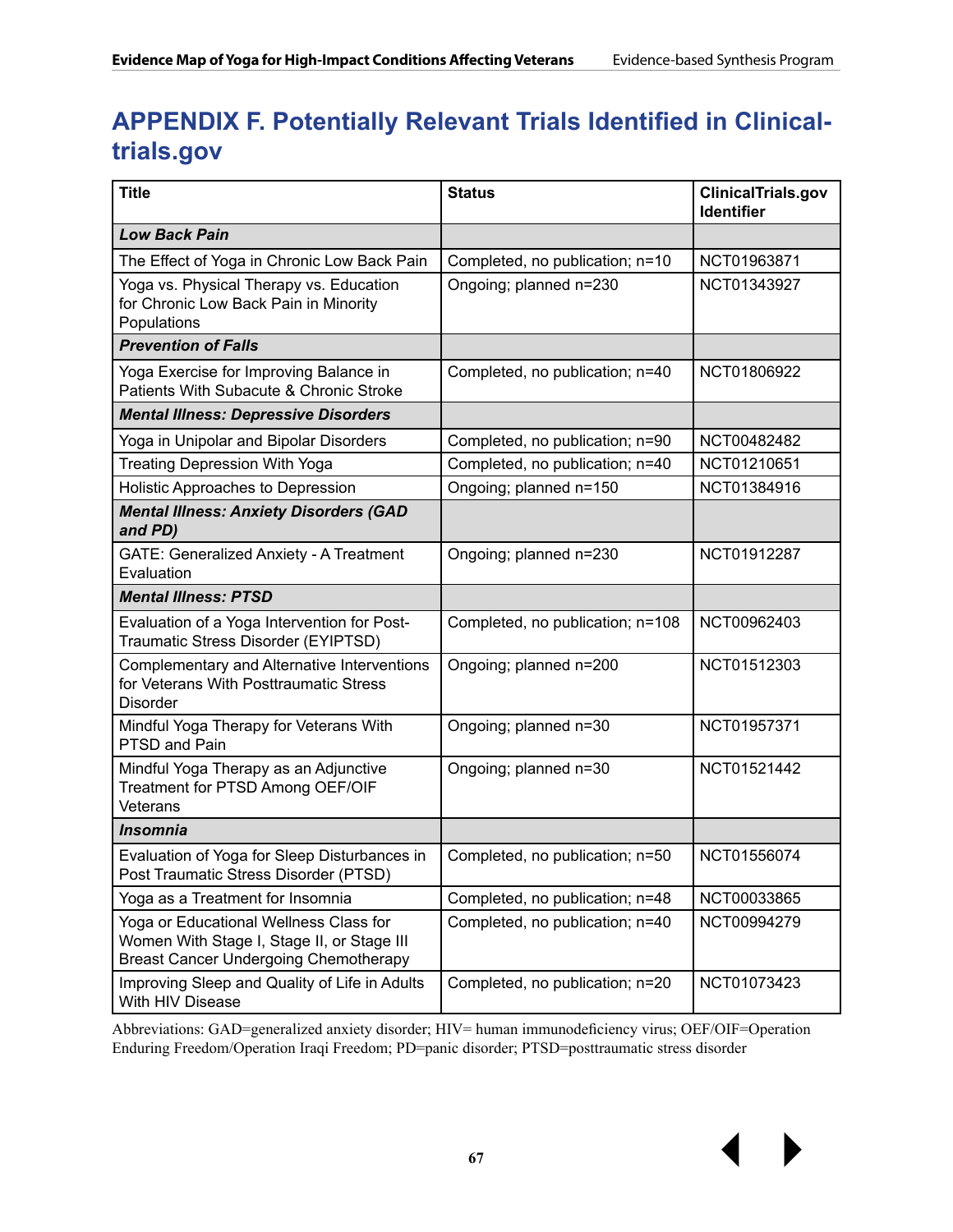# APPENDIX F. Potentially Relevant Trials Identified in Clinical-trials.gov

| Title | Status | ClinicalTrials.gov Identifier |
|---|---|---|
| ***Low Back Pain*** | | |
| The Effect of Yoga in Chronic Low Back Pain | Completed, no publication; n=10 | NCT01963871 |
| Yoga vs. Physical Therapy vs. Education for Chronic Low Back Pain in Minority Populations | Ongoing; planned n=230 | NCT01343927 |
| ***Prevention of Falls*** | | |
| Yoga Exercise for Improving Balance in Patients With Subacute & Chronic Stroke | Completed, no publication; n=40 | NCT01806922 |
| ***Mental Illness: Depressive Disorders*** | | |
| Yoga in Unipolar and Bipolar Disorders | Completed, no publication; n=90 | NCT00482482 |
| Treating Depression With Yoga | Completed, no publication; n=40 | NCT01210651 |
| Holistic Approaches to Depression | Ongoing; planned n=150 | NCT01384916 |
| ***Mental Illness: Anxiety Disorders (GAD and PD)*** | | |
| GATE: Generalized Anxiety - A Treatment Evaluation | Ongoing; planned n=230 | NCT01912287 |
| ***Mental Illness: PTSD*** | | |
| Evaluation of a Yoga Intervention for Post-Traumatic Stress Disorder (EYIPTSD) | Completed, no publication; n=108 | NCT00962403 |
| Complementary and Alternative Interventions for Veterans With Posttraumatic Stress Disorder | Ongoing; planned n=200 | NCT01512303 |
| Mindful Yoga Therapy for Veterans With PTSD and Pain | Ongoing; planned n=30 | NCT01957371 |
| Mindful Yoga Therapy as an Adjunctive Treatment for PTSD Among OEF/OIF Veterans | Ongoing; planned n=30 | NCT01521442 |
| ***Insomnia*** | | |
| Evaluation of Yoga for Sleep Disturbances in Post Traumatic Stress Disorder (PTSD) | Completed, no publication; n=50 | NCT01556074 |
| Yoga as a Treatment for Insomnia | Completed, no publication; n=48 | NCT00033865 |
| Yoga or Educational Wellness Class for Women With Stage I, Stage II, or Stage III Breast Cancer Undergoing Chemotherapy | Completed, no publication; n=40 | NCT00994279 |
| Improving Sleep and Quality of Life in Adults With HIV Disease | Completed, no publication; n=20 | NCT01073423 |

Abbreviations: GAD=generalized anxiety disorder; HIV= human immunodeficiency virus; OEF/OIF=Operation Enduring Freedom/Operation Iraqi Freedom; PD=panic disorder; PTSD=posttraumatic stress disorder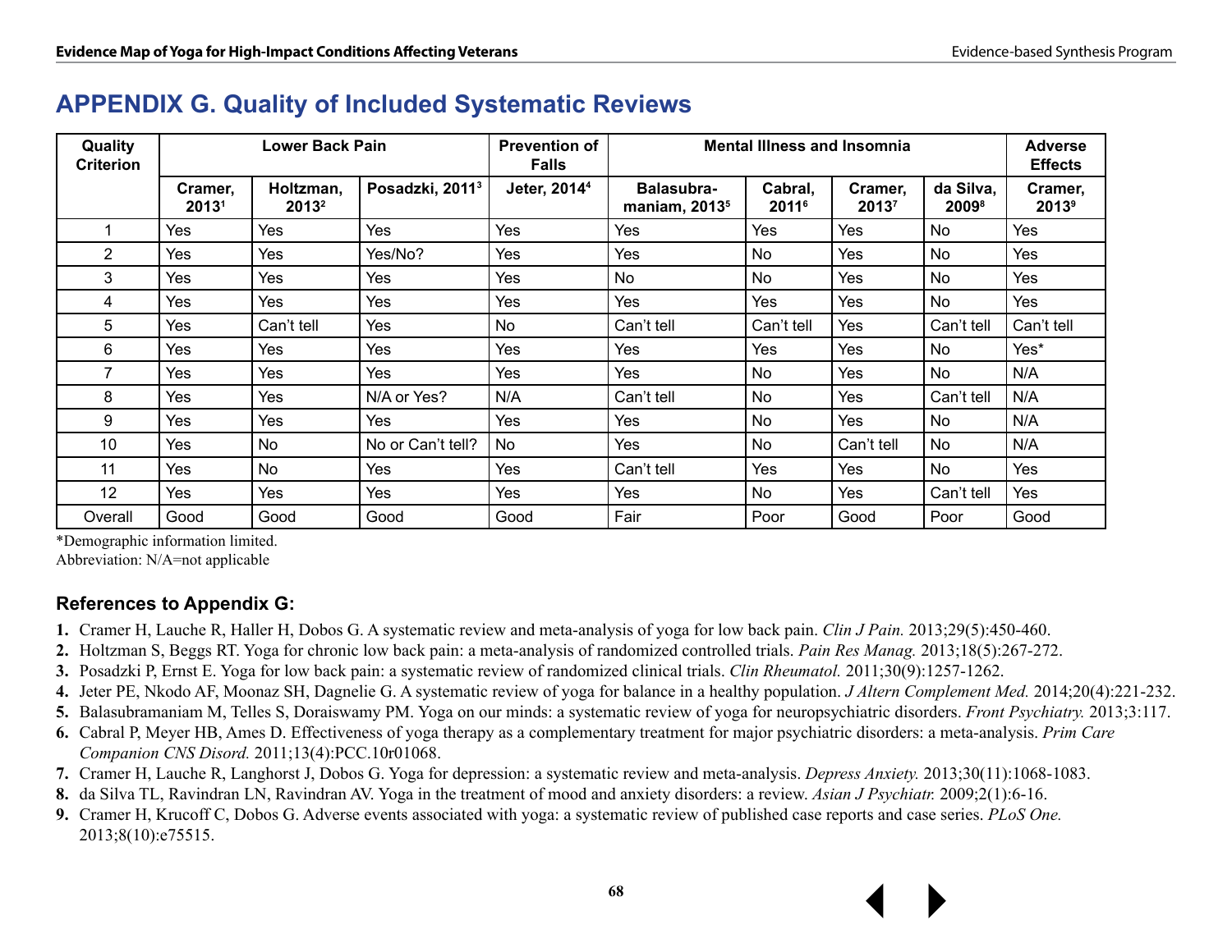# APPENDIX G. Quality of Included Systematic Reviews

| Quality Criterion | Lower Back Pain | | | Prevention of Falls | Mental Illness and Insomnia | | | | Adverse Effects |
|---|---|---|---|---|---|---|---|---|---|
| | Cramer, 2013[1] | Holtzman, 2013[2] | Posadzki, 2011[3] | Jeter, 2014[4] | Balasubra-maniam, 2013[5] | Cabral, 2011[6] | Cramer, 2013[7] | da Silva, 2009[8] | Cramer, 2013[9] |
| 1 | Yes | Yes | Yes | Yes | Yes | Yes | Yes | No | Yes |
| 2 | Yes | Yes | Yes/No? | Yes | Yes | No | Yes | No | Yes |
| 3 | Yes | Yes | Yes | Yes | No | No | Yes | No | Yes |
| 4 | Yes | Yes | Yes | Yes | Yes | Yes | Yes | No | Yes |
| 5 | Yes | Can't tell | Yes | No | Can't tell | Can't tell | Yes | Can't tell | Can't tell |
| 6 | Yes | Yes | Yes | Yes | Yes | Yes | Yes | No | Yes* |
| 7 | Yes | Yes | Yes | Yes | Yes | No | Yes | No | N/A |
| 8 | Yes | Yes | N/A or Yes? | N/A | Can't tell | No | Yes | Can't tell | N/A |
| 9 | Yes | Yes | Yes | Yes | Yes | No | Yes | No | N/A |
| 10 | Yes | No | No or Can't tell? | No | Yes | No | Can't tell | No | N/A |
| 11 | Yes | No | Yes | Yes | Can't tell | Yes | Yes | No | Yes |
| 12 | Yes | Yes | Yes | Yes | Yes | No | Yes | Can't tell | Yes |
| Overall | Good | Good | Good | Good | Fair | Poor | Good | Poor | Good |

*Demographic information limited.

Abbreviation: N/A=not applicable

### References to Appendix G:

1. Cramer H, Lauche R, Haller H, Dobos G. A systematic review and meta-analysis of yoga for low back pain. *Clin J Pain.* 2013;29(5):450-460.
2. Holtzman S, Beggs RT. Yoga for chronic low back pain: a meta-analysis of randomized controlled trials. *Pain Res Manag.* 2013;18(5):267-272.
3. Posadzki P, Ernst E. Yoga for low back pain: a systematic review of randomized clinical trials. *Clin Rheumatol.* 2011;30(9):1257-1262.
4. Jeter PE, Nkodo AF, Moonaz SH, Dagnelie G. A systematic review of yoga for balance in a healthy population. *J Altern Complement Med.* 2014;20(4):221-232.
5. Balasubramaniam M, Telles S, Doraiswamy PM. Yoga on our minds: a systematic review of yoga for neuropsychiatric disorders. *Front Psychiatry.* 2013;3:117.
6. Cabral P, Meyer HB, Ames D. Effectiveness of yoga therapy as a complementary treatment for major psychiatric disorders: a meta-analysis. *Prim Care Companion CNS Disord.* 2011;13(4):PCC.10r01068.
7. Cramer H, Lauche R, Langhorst J, Dobos G. Yoga for depression: a systematic review and meta-analysis. *Depress Anxiety.* 2013;30(11):1068-1083.
8. da Silva TL, Ravindran LN, Ravindran AV. Yoga in the treatment of mood and anxiety disorders: a review. *Asian J Psychiatr.* 2009;2(1):6-16.
9. Cramer H, Krucoff C, Dobos G. Adverse events associated with yoga: a systematic review of published case reports and case series. *PLoS One.* 2013;8(10):e75515.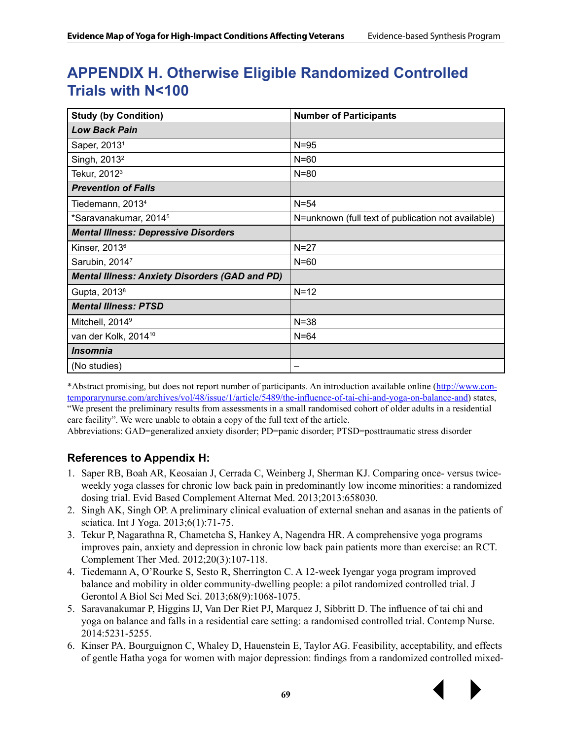# APPENDIX H. Otherwise Eligible Randomized Controlled Trials with N<100

| Study (by Condition) | Number of Participants |
|---|---|
| ***Low Back Pain*** | |
| Saper, 2013[1] | N=95 |
| Singh, 2013[2] | N=60 |
| Tekur, 2012[3] | N=80 |
| ***Prevention of Falls*** | |
| Tiedemann, 2013[4] | N=54 |
| *Saravanakumar, 2014[5] | N=unknown (full text of publication not available) |
| ***Mental Illness: Depressive Disorders*** | |
| Kinser, 2013[6] | N=27 |
| Sarubin, 2014[7] | N=60 |
| ***Mental Illness: Anxiety Disorders (GAD and PD)*** | |
| Gupta, 2013[8] | N=12 |
| ***Mental Illness: PTSD*** | |
| Mitchell, 2014[9] | N=38 |
| van der Kolk, 2014[10] | N=64 |
| ***Insomnia*** | |
| (No studies) | – |

*Abstract promising, but does not report number of participants. An introduction available online (http://www.contemporarynurse.com/archives/vol/48/issue/1/article/5489/the-influence-of-tai-chi-and-yoga-on-balance-and) states, "We present the preliminary results from assessments in a small randomised cohort of older adults in a residential care facility". We were unable to obtain a copy of the full text of the article.

Abbreviations: GAD=generalized anxiety disorder; PD=panic disorder; PTSD=posttraumatic stress disorder

### References to Appendix H:

1. Saper RB, Boah AR, Keosaian J, Cerrada C, Weinberg J, Sherman KJ. Comparing once- versus twice-weekly yoga classes for chronic low back pain in predominantly low income minorities: a randomized dosing trial. Evid Based Complement Alternat Med. 2013;2013:658030.
2. Singh AK, Singh OP. A preliminary clinical evaluation of external snehan and asanas in the patients of sciatica. Int J Yoga. 2013;6(1):71-75.
3. Tekur P, Nagarathna R, Chametcha S, Hankey A, Nagendra HR. A comprehensive yoga programs improves pain, anxiety and depression in chronic low back pain patients more than exercise: an RCT. Complement Ther Med. 2012;20(3):107-118.
4. Tiedemann A, O'Rourke S, Sesto R, Sherrington C. A 12-week Iyengar yoga program improved balance and mobility in older community-dwelling people: a pilot randomized controlled trial. J Gerontol A Biol Sci Med Sci. 2013;68(9):1068-1075.
5. Saravanakumar P, Higgins IJ, Van Der Riet PJ, Marquez J, Sibbritt D. The influence of tai chi and yoga on balance and falls in a residential care setting: a randomised controlled trial. Contemp Nurse. 2014:5231-5255.
6. Kinser PA, Bourguignon C, Whaley D, Hauenstein E, Taylor AG. Feasibility, acceptability, and effects of gentle Hatha yoga for women with major depression: findings from a randomized controlled mixed-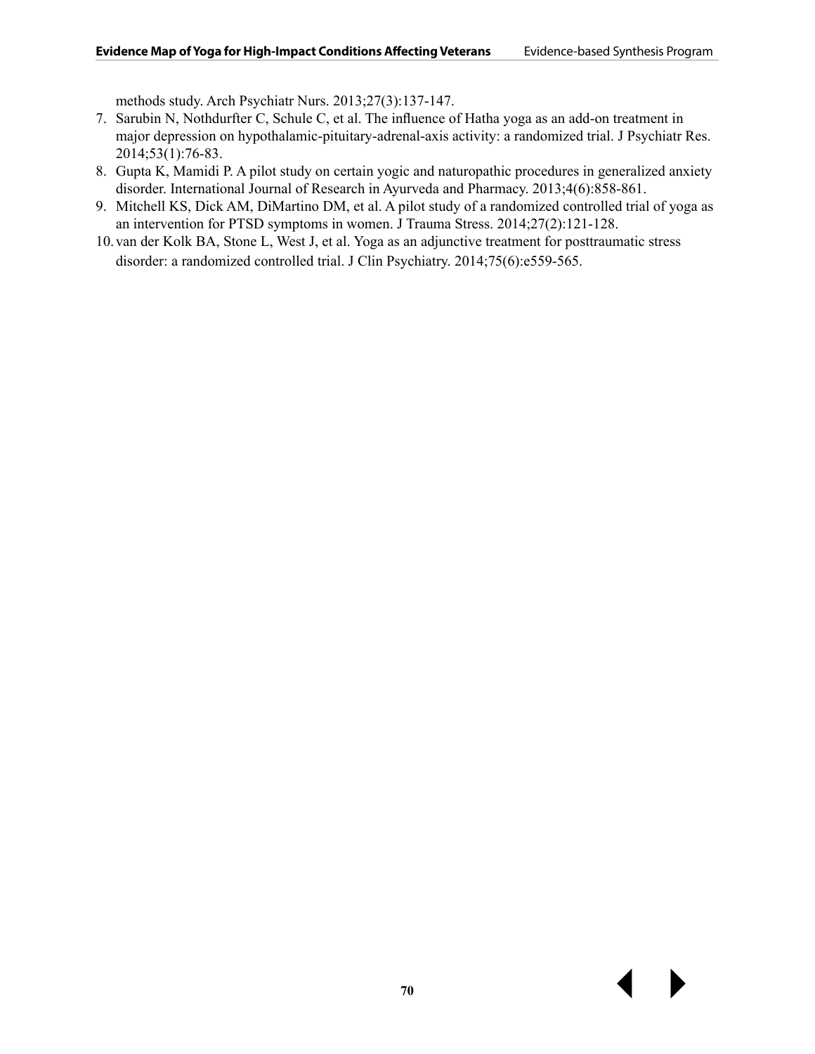methods study. Arch Psychiatr Nurs. 2013;27(3):137-147.

7. Sarubin N, Nothdurfter C, Schule C, et al. The influence of Hatha yoga as an add-on treatment in major depression on hypothalamic-pituitary-adrenal-axis activity: a randomized trial. J Psychiatr Res. 2014;53(1):76-83.
8. Gupta K, Mamidi P. A pilot study on certain yogic and naturopathic procedures in generalized anxiety disorder. International Journal of Research in Ayurveda and Pharmacy. 2013;4(6):858-861.
9. Mitchell KS, Dick AM, DiMartino DM, et al. A pilot study of a randomized controlled trial of yoga as an intervention for PTSD symptoms in women. J Trauma Stress. 2014;27(2):121-128.
10. van der Kolk BA, Stone L, West J, et al. Yoga as an adjunctive treatment for posttraumatic stress disorder: a randomized controlled trial. J Clin Psychiatry. 2014;75(6):e559-565.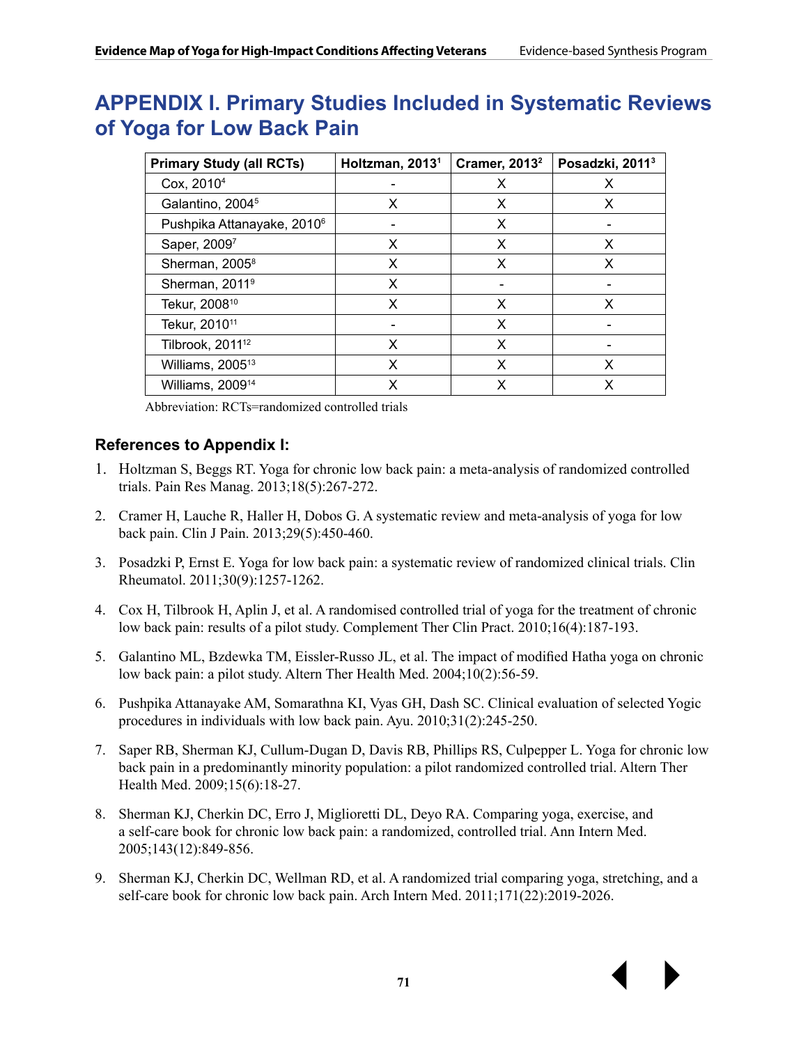# APPENDIX I. Primary Studies Included in Systematic Reviews of Yoga for Low Back Pain

| Primary Study (all RCTs) | Holtzman, 2013[1] | Cramer, 2013[2] | Posadzki, 2011[3] |
|---|---|---|---|
| Cox, 2010[4] | - | X | X |
| Galantino, 2004[5] | X | X | X |
| Pushpika Attanayake, 2010[6] | - | X | - |
| Saper, 2009[7] | X | X | X |
| Sherman, 2005[8] | X | X | X |
| Sherman, 2011[9] | X | - | - |
| Tekur, 2008[10] | X | X | X |
| Tekur, 2010[11] | - | X | - |
| Tilbrook, 2011[12] | X | X | - |
| Williams, 2005[13] | X | X | X |
| Williams, 2009[14] | X | X | X |

Abbreviation: RCTs=randomized controlled trials

### References to Appendix I:

1. Holtzman S, Beggs RT. Yoga for chronic low back pain: a meta-analysis of randomized controlled trials. Pain Res Manag. 2013;18(5):267-272.
2. Cramer H, Lauche R, Haller H, Dobos G. A systematic review and meta-analysis of yoga for low back pain. Clin J Pain. 2013;29(5):450-460.
3. Posadzki P, Ernst E. Yoga for low back pain: a systematic review of randomized clinical trials. Clin Rheumatol. 2011;30(9):1257-1262.
4. Cox H, Tilbrook H, Aplin J, et al. A randomised controlled trial of yoga for the treatment of chronic low back pain: results of a pilot study. Complement Ther Clin Pract. 2010;16(4):187-193.
5. Galantino ML, Bzdewka TM, Eissler-Russo JL, et al. The impact of modified Hatha yoga on chronic low back pain: a pilot study. Altern Ther Health Med. 2004;10(2):56-59.
6. Pushpika Attanayake AM, Somarathna KI, Vyas GH, Dash SC. Clinical evaluation of selected Yogic procedures in individuals with low back pain. Ayu. 2010;31(2):245-250.
7. Saper RB, Sherman KJ, Cullum-Dugan D, Davis RB, Phillips RS, Culpepper L. Yoga for chronic low back pain in a predominantly minority population: a pilot randomized controlled trial. Altern Ther Health Med. 2009;15(6):18-27.
8. Sherman KJ, Cherkin DC, Erro J, Miglioretti DL, Deyo RA. Comparing yoga, exercise, and a self-care book for chronic low back pain: a randomized, controlled trial. Ann Intern Med. 2005;143(12):849-856.
9. Sherman KJ, Cherkin DC, Wellman RD, et al. A randomized trial comparing yoga, stretching, and a self-care book for chronic low back pain. Arch Intern Med. 2011;171(22):2019-2026.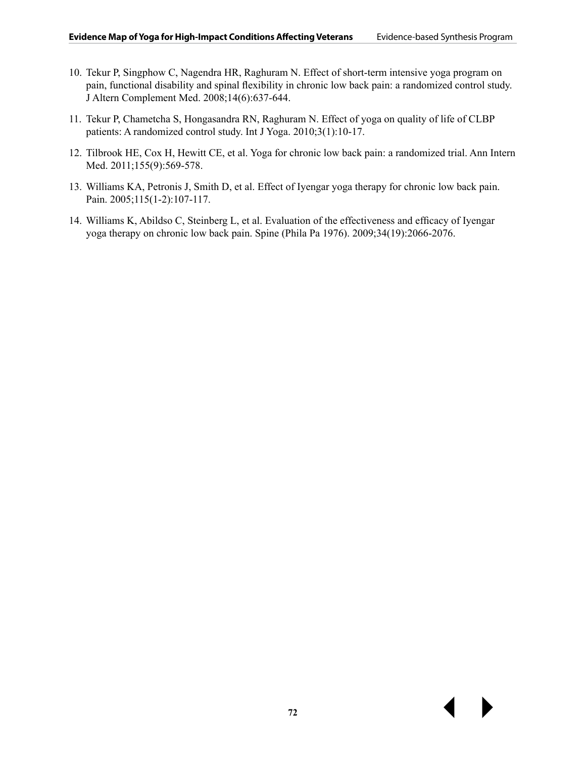10. Tekur P, Singphow C, Nagendra HR, Raghuram N. Effect of short-term intensive yoga program on pain, functional disability and spinal flexibility in chronic low back pain: a randomized control study. J Altern Complement Med. 2008;14(6):637-644.

11. Tekur P, Chametcha S, Hongasandra RN, Raghuram N. Effect of yoga on quality of life of CLBP patients: A randomized control study. Int J Yoga. 2010;3(1):10-17.

12. Tilbrook HE, Cox H, Hewitt CE, et al. Yoga for chronic low back pain: a randomized trial. Ann Intern Med. 2011;155(9):569-578.

13. Williams KA, Petronis J, Smith D, et al. Effect of Iyengar yoga therapy for chronic low back pain. Pain. 2005;115(1-2):107-117.

14. Williams K, Abildso C, Steinberg L, et al. Evaluation of the effectiveness and efficacy of Iyengar yoga therapy on chronic low back pain. Spine (Phila Pa 1976). 2009;34(19):2066-2076.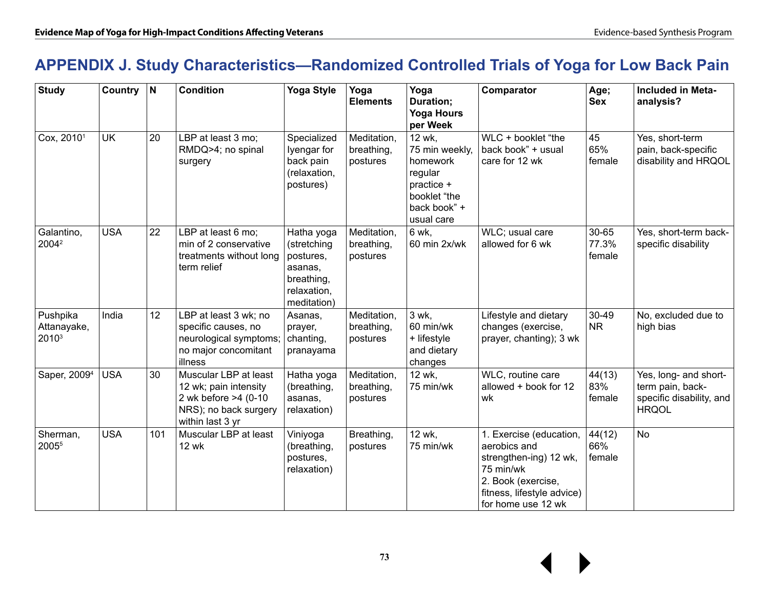# APPENDIX J. Study Characteristics—Randomized Controlled Trials of Yoga for Low Back Pain

| Study | Country | N | Condition | Yoga Style | Yoga Elements | Yoga Duration; Yoga Hours per Week | Comparator | Age; Sex | Included in Meta-analysis? |
|---|---|---|---|---|---|---|---|---|---|
| Cox, 2010[1] | UK | 20 | LBP at least 3 mo; RMDQ>4; no spinal surgery | Specialized Iyengar for back pain (relaxation, postures) | Meditation, breathing, postures | 12 wk, 75 min weekly, homework regular practice + booklet "the back book" + usual care | WLC + booklet "the back book" + usual care for 12 wk | 45 65% female | Yes, short-term pain, back-specific disability and HRQOL |
| Galantino, 2004[2] | USA | 22 | LBP at least 6 mo; min of 2 conservative treatments without long term relief | Hatha yoga (stretching postures, asanas, breathing, relaxation, meditation) | Meditation, breathing, postures | 6 wk, 60 min 2x/wk | WLC; usual care allowed for 6 wk | 30-65 77.3% female | Yes, short-term back-specific disability |
| Pushpika Attanayake, 2010[3] | India | 12 | LBP at least 3 wk; no specific causes, no neurological symptoms; no major concomitant illness | Asanas, prayer, chanting, pranayama | Meditation, breathing, postures | 3 wk, 60 min/wk + lifestyle and dietary changes | Lifestyle and dietary changes (exercise, prayer, chanting); 3 wk | 30-49 NR | No, excluded due to high bias |
| Saper, 2009[4] | USA | 30 | Muscular LBP at least 12 wk; pain intensity 2 wk before >4 (0-10 NRS); no back surgery within last 3 yr | Hatha yoga (breathing, asanas, relaxation) | Meditation, breathing, postures | 12 wk, 75 min/wk | WLC, routine care allowed + book for 12 wk | 44(13) 83% female | Yes, long- and short-term pain, back-specific disability, and HRQOL |
| Sherman, 2005[5] | USA | 101 | Muscular LBP at least 12 wk | Viniyoga (breathing, postures, relaxation) | Breathing, postures | 12 wk, 75 min/wk | 1. Exercise (education, aerobics and strengthen-ing) 12 wk, 75 min/wk<br>2. Book (exercise, fitness, lifestyle advice) for home use 12 wk | 44(12) 66% female | No |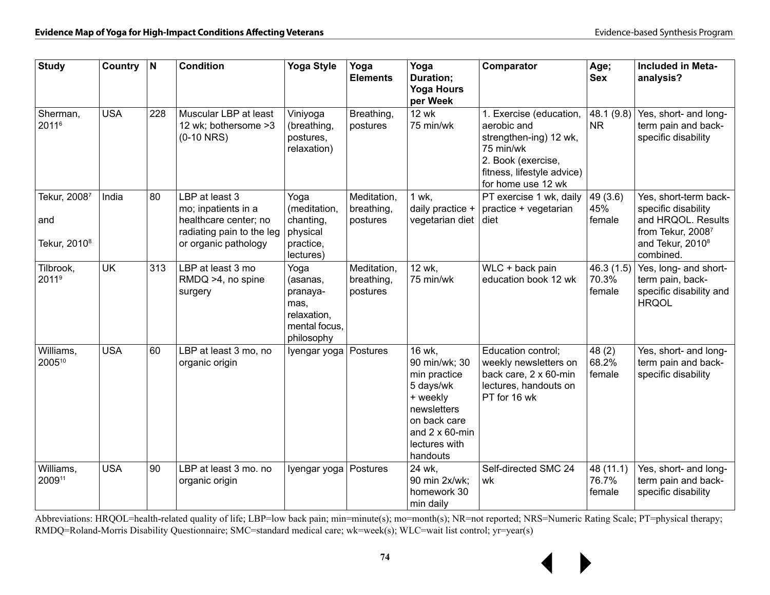| Study | Country | N | Condition | Yoga Style | Yoga Elements | Yoga Duration; Yoga Hours per Week | Comparator | Age; Sex | Included in Meta-analysis? |
|---|---|---|---|---|---|---|---|---|---|
| Sherman, 2011[6] | USA | 228 | Muscular LBP at least 12 wk; bothersome >3 (0-10 NRS) | Viniyoga (breathing, postures, relaxation) | Breathing, postures | 12 wk 75 min/wk | 1. Exercise (education, aerobic and strengthen-ing) 12 wk, 75 min/wk 2. Book (exercise, fitness, lifestyle advice) for home use 12 wk | 48.1 (9.8) NR | Yes, short- and long-term pain and back-specific disability |
| Tekur, 2008[7] and Tekur, 2010[8] | India | 80 | LBP at least 3 mo; inpatients in a healthcare center; no radiating pain to the leg or organic pathology | Yoga (meditation, chanting, physical practice, lectures) | Meditation, breathing, postures | 1 wk, daily practice + vegetarian diet | PT exercise 1 wk, daily practice + vegetarian diet | 49 (3.6) 45% female | Yes, short-term back-specific disability and HRQOL. Results from Tekur, 2008[7] and Tekur, 2010[8] combined. |
| Tilbrook, 2011[9] | UK | 313 | LBP at least 3 mo RMDQ >4, no spine surgery | Yoga (asanas, pranaya-mas, relaxation, mental focus, philosophy | Meditation, breathing, postures | 12 wk, 75 min/wk | WLC + back pain education book 12 wk | 46.3 (1.5) 70.3% female | Yes, long- and short-term pain, back-specific disability and HRQOL |
| Williams, 2005[10] | USA | 60 | LBP at least 3 mo, no organic origin | Iyengar yoga | Postures | 16 wk, 90 min/wk; 30 min practice 5 days/wk + weekly newsletters on back care and 2 x 60-min lectures with handouts | Education control; weekly newsletters on back care, 2 x 60-min lectures, handouts on PT for 16 wk | 48 (2) 68.2% female | Yes, short- and long-term pain and back-specific disability |
| Williams, 2009[11] | USA | 90 | LBP at least 3 mo. no organic origin | Iyengar yoga | Postures | 24 wk, 90 min 2x/wk; homework 30 min daily | Self-directed SMC 24 wk | 48 (11.1) 76.7% female | Yes, short- and long-term pain and back-specific disability |

Abbreviations: HRQOL=health-related quality of life; LBP=low back pain; min=minute(s); mo=month(s); NR=not reported; NRS=Numeric Rating Scale; PT=physical therapy; RMDQ=Roland-Morris Disability Questionnaire; SMC=standard medical care; wk=week(s); WLC=wait list control; yr=year(s)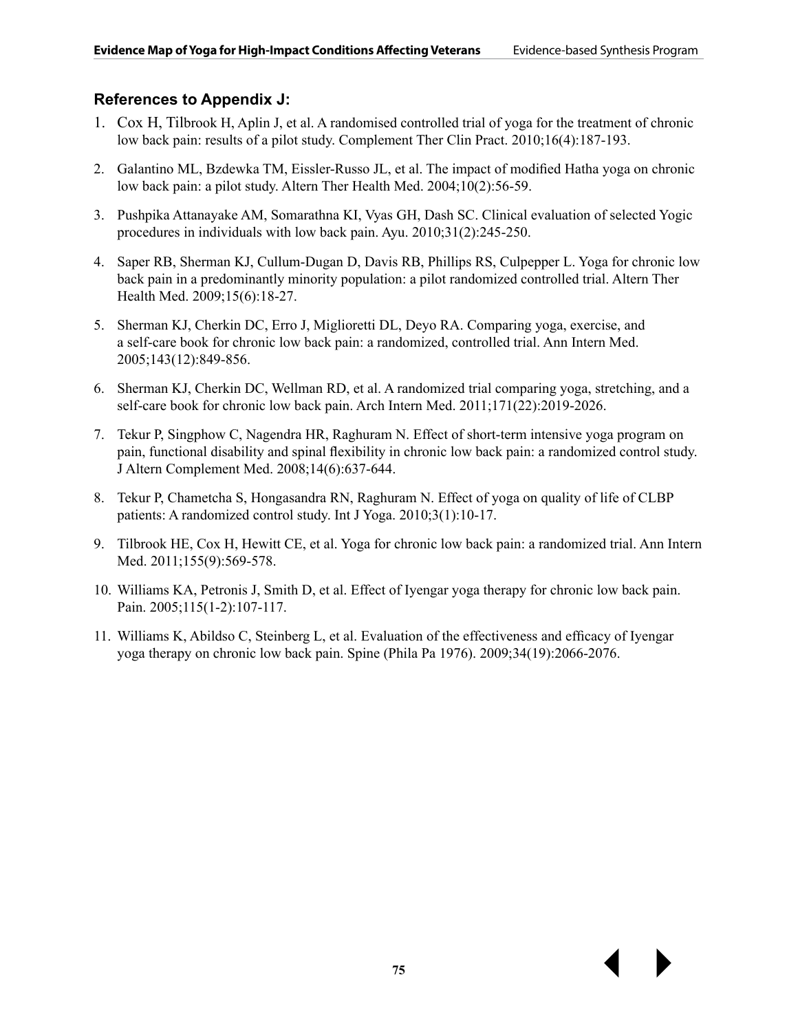### References to Appendix J:

1. Cox H, Tilbrook H, Aplin J, et al. A randomised controlled trial of yoga for the treatment of chronic low back pain: results of a pilot study. Complement Ther Clin Pract. 2010;16(4):187-193.

2. Galantino ML, Bzdewka TM, Eissler-Russo JL, et al. The impact of modified Hatha yoga on chronic low back pain: a pilot study. Altern Ther Health Med. 2004;10(2):56-59.

3. Pushpika Attanayake AM, Somarathna KI, Vyas GH, Dash SC. Clinical evaluation of selected Yogic procedures in individuals with low back pain. Ayu. 2010;31(2):245-250.

4. Saper RB, Sherman KJ, Cullum-Dugan D, Davis RB, Phillips RS, Culpepper L. Yoga for chronic low back pain in a predominantly minority population: a pilot randomized controlled trial. Altern Ther Health Med. 2009;15(6):18-27.

5. Sherman KJ, Cherkin DC, Erro J, Miglioretti DL, Deyo RA. Comparing yoga, exercise, and a self-care book for chronic low back pain: a randomized, controlled trial. Ann Intern Med. 2005;143(12):849-856.

6. Sherman KJ, Cherkin DC, Wellman RD, et al. A randomized trial comparing yoga, stretching, and a self-care book for chronic low back pain. Arch Intern Med. 2011;171(22):2019-2026.

7. Tekur P, Singphow C, Nagendra HR, Raghuram N. Effect of short-term intensive yoga program on pain, functional disability and spinal flexibility in chronic low back pain: a randomized control study. J Altern Complement Med. 2008;14(6):637-644.

8. Tekur P, Chametcha S, Hongasandra RN, Raghuram N. Effect of yoga on quality of life of CLBP patients: A randomized control study. Int J Yoga. 2010;3(1):10-17.

9. Tilbrook HE, Cox H, Hewitt CE, et al. Yoga for chronic low back pain: a randomized trial. Ann Intern Med. 2011;155(9):569-578.

10. Williams KA, Petronis J, Smith D, et al. Effect of Iyengar yoga therapy for chronic low back pain. Pain. 2005;115(1-2):107-117.

11. Williams K, Abildso C, Steinberg L, et al. Evaluation of the effectiveness and efficacy of Iyengar yoga therapy on chronic low back pain. Spine (Phila Pa 1976). 2009;34(19):2066-2076.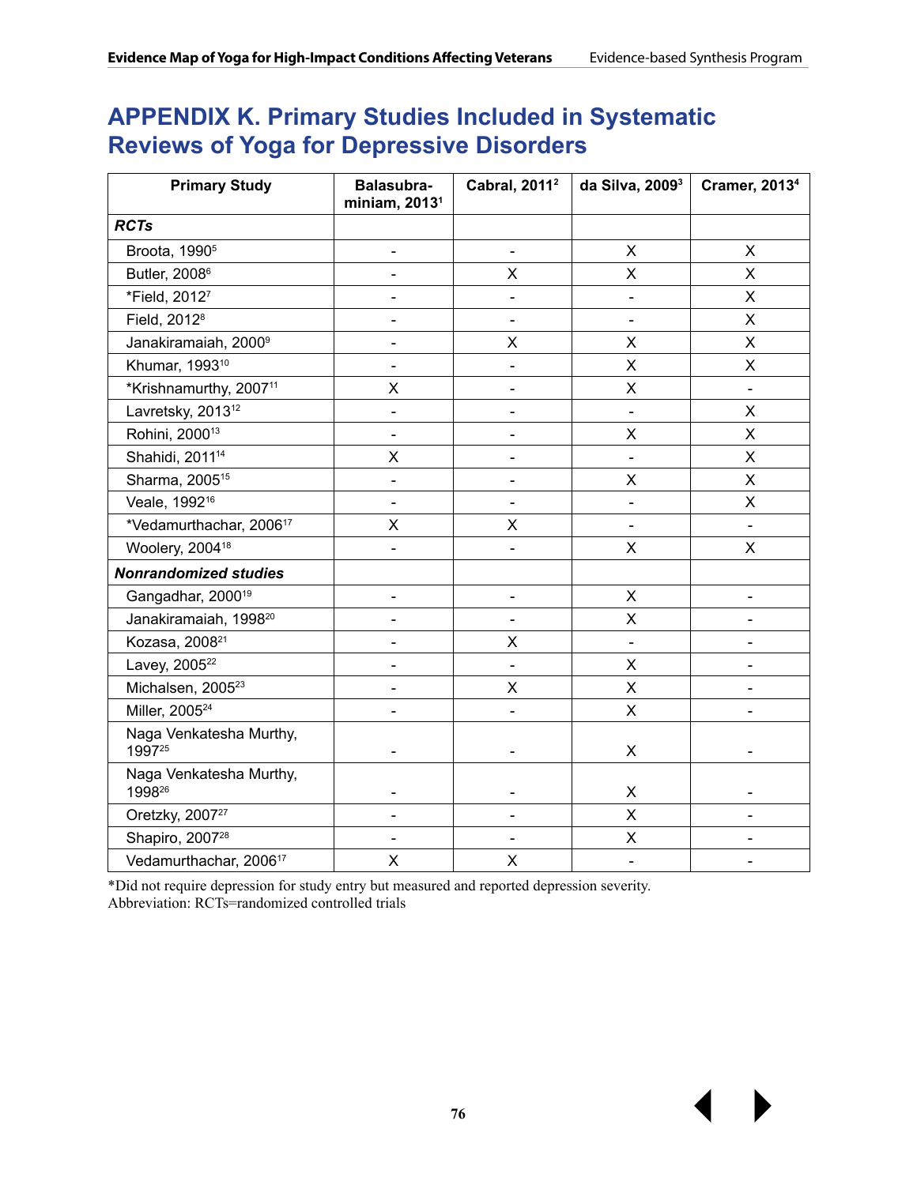# APPENDIX K. Primary Studies Included in Systematic Reviews of Yoga for Depressive Disorders

| Primary Study | Balasubra-miniam, 2013[1] | Cabral, 2011[2] | da Silva, 2009[3] | Cramer, 2013[4] |
|---|---|---|---|---|
| ***RCTs*** | | | | |
| Broota, 1990[5] | - | - | X | X |
| Butler, 2008[6] | - | X | X | X |
| *Field, 2012[7] | - | - | - | X |
| Field, 2012[8] | - | - | - | X |
| Janakiramaiah, 2000[9] | - | X | X | X |
| Khumar, 1993[10] | - | - | X | X |
| *Krishnamurthy, 2007[11] | X | - | X | - |
| Lavretsky, 2013[12] | - | - | - | X |
| Rohini, 2000[13] | - | - | X | X |
| Shahidi, 2011[14] | X | - | - | X |
| Sharma, 2005[15] | - | - | X | X |
| Veale, 1992[16] | - | - | - | X |
| *Vedamurthachar, 2006[17] | X | X | - | - |
| Woolery, 2004[18] | - | - | X | X |
| ***Nonrandomized studies*** | | | | |
| Gangadhar, 2000[19] | - | - | X | - |
| Janakiramaiah, 1998[20] | - | - | X | - |
| Kozasa, 2008[21] | - | X | - | - |
| Lavey, 2005[22] | - | - | X | - |
| Michalsen, 2005[23] | - | X | X | - |
| Miller, 2005[24] | - | - | X | - |
| Naga Venkatesha Murthy, 1997[25] | - | - | X | - |
| Naga Venkatesha Murthy, 1998[26] | - | - | X | - |
| Oretzky, 2007[27] | - | - | X | - |
| Shapiro, 2007[28] | - | - | X | - |
| Vedamurthachar, 2006[17] | X | X | - | - |

*Did not require depression for study entry but measured and reported depression severity.
Abbreviation: RCTs=randomized controlled trials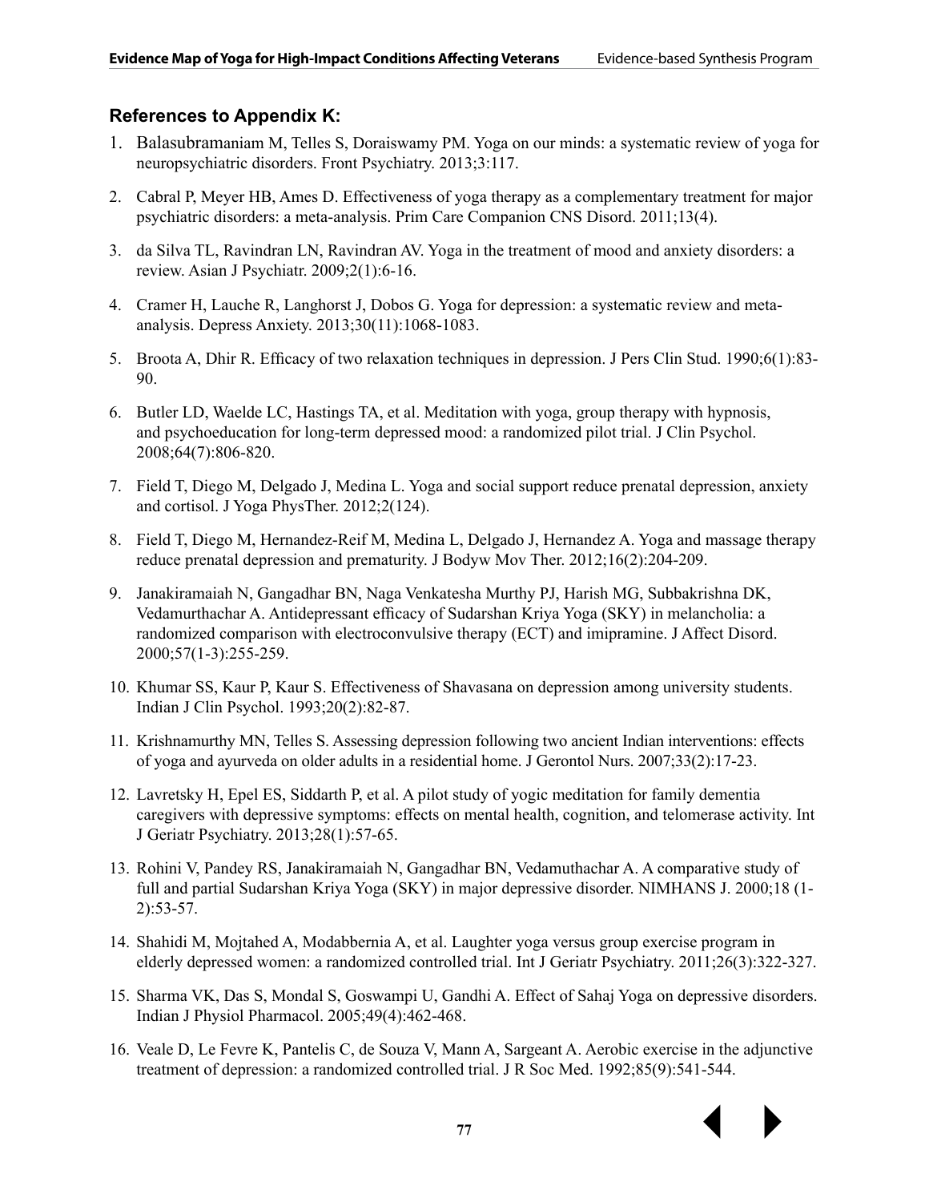### References to Appendix K:

1. Balasubramaniam M, Telles S, Doraiswamy PM. Yoga on our minds: a systematic review of yoga for neuropsychiatric disorders. Front Psychiatry. 2013;3:117.

2. Cabral P, Meyer HB, Ames D. Effectiveness of yoga therapy as a complementary treatment for major psychiatric disorders: a meta-analysis. Prim Care Companion CNS Disord. 2011;13(4).

3. da Silva TL, Ravindran LN, Ravindran AV. Yoga in the treatment of mood and anxiety disorders: a review. Asian J Psychiatr. 2009;2(1):6-16.

4. Cramer H, Lauche R, Langhorst J, Dobos G. Yoga for depression: a systematic review and meta-analysis. Depress Anxiety. 2013;30(11):1068-1083.

5. Broota A, Dhir R. Efficacy of two relaxation techniques in depression. J Pers Clin Stud. 1990;6(1):83-90.

6. Butler LD, Waelde LC, Hastings TA, et al. Meditation with yoga, group therapy with hypnosis, and psychoeducation for long-term depressed mood: a randomized pilot trial. J Clin Psychol. 2008;64(7):806-820.

7. Field T, Diego M, Delgado J, Medina L. Yoga and social support reduce prenatal depression, anxiety and cortisol. J Yoga PhysTher. 2012;2(124).

8. Field T, Diego M, Hernandez-Reif M, Medina L, Delgado J, Hernandez A. Yoga and massage therapy reduce prenatal depression and prematurity. J Bodyw Mov Ther. 2012;16(2):204-209.

9. Janakiramaiah N, Gangadhar BN, Naga Venkatesha Murthy PJ, Harish MG, Subbakrishna DK, Vedamurthachar A. Antidepressant efficacy of Sudarshan Kriya Yoga (SKY) in melancholia: a randomized comparison with electroconvulsive therapy (ECT) and imipramine. J Affect Disord. 2000;57(1-3):255-259.

10. Khumar SS, Kaur P, Kaur S. Effectiveness of Shavasana on depression among university students. Indian J Clin Psychol. 1993;20(2):82-87.

11. Krishnamurthy MN, Telles S. Assessing depression following two ancient Indian interventions: effects of yoga and ayurveda on older adults in a residential home. J Gerontol Nurs. 2007;33(2):17-23.

12. Lavretsky H, Epel ES, Siddarth P, et al. A pilot study of yogic meditation for family dementia caregivers with depressive symptoms: effects on mental health, cognition, and telomerase activity. Int J Geriatr Psychiatry. 2013;28(1):57-65.

13. Rohini V, Pandey RS, Janakiramaiah N, Gangadhar BN, Vedamuthachar A. A comparative study of full and partial Sudarshan Kriya Yoga (SKY) in major depressive disorder. NIMHANS J. 2000;18 (1-2):53-57.

14. Shahidi M, Mojtahed A, Modabbernia A, et al. Laughter yoga versus group exercise program in elderly depressed women: a randomized controlled trial. Int J Geriatr Psychiatry. 2011;26(3):322-327.

15. Sharma VK, Das S, Mondal S, Goswampi U, Gandhi A. Effect of Sahaj Yoga on depressive disorders. Indian J Physiol Pharmacol. 2005;49(4):462-468.

16. Veale D, Le Fevre K, Pantelis C, de Souza V, Mann A, Sargeant A. Aerobic exercise in the adjunctive treatment of depression: a randomized controlled trial. J R Soc Med. 1992;85(9):541-544.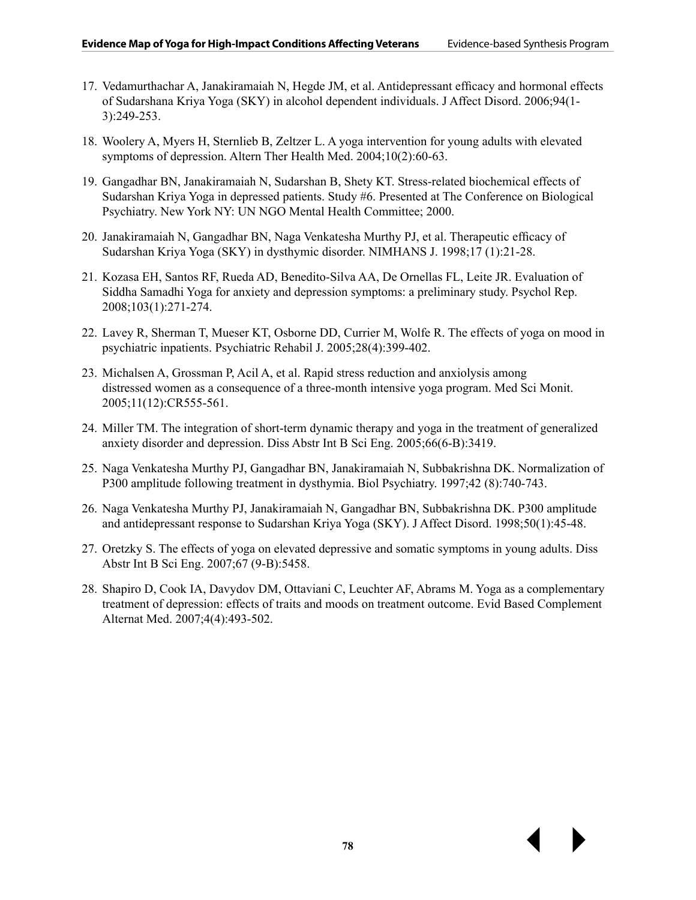17. Vedamurthachar A, Janakiramaiah N, Hegde JM, et al. Antidepressant efficacy and hormonal effects of Sudarshana Kriya Yoga (SKY) in alcohol dependent individuals. J Affect Disord. 2006;94(1-3):249-253.

18. Woolery A, Myers H, Sternlieb B, Zeltzer L. A yoga intervention for young adults with elevated symptoms of depression. Altern Ther Health Med. 2004;10(2):60-63.

19. Gangadhar BN, Janakiramaiah N, Sudarshan B, Shety KT. Stress-related biochemical effects of Sudarshan Kriya Yoga in depressed patients. Study #6. Presented at The Conference on Biological Psychiatry. New York NY: UN NGO Mental Health Committee; 2000.

20. Janakiramaiah N, Gangadhar BN, Naga Venkatesha Murthy PJ, et al. Therapeutic efficacy of Sudarshan Kriya Yoga (SKY) in dysthymic disorder. NIMHANS J. 1998;17 (1):21-28.

21. Kozasa EH, Santos RF, Rueda AD, Benedito-Silva AA, De Ornellas FL, Leite JR. Evaluation of Siddha Samadhi Yoga for anxiety and depression symptoms: a preliminary study. Psychol Rep. 2008;103(1):271-274.

22. Lavey R, Sherman T, Mueser KT, Osborne DD, Currier M, Wolfe R. The effects of yoga on mood in psychiatric inpatients. Psychiatric Rehabil J. 2005;28(4):399-402.

23. Michalsen A, Grossman P, Acil A, et al. Rapid stress reduction and anxiolysis among distressed women as a consequence of a three-month intensive yoga program. Med Sci Monit. 2005;11(12):CR555-561.

24. Miller TM. The integration of short-term dynamic therapy and yoga in the treatment of generalized anxiety disorder and depression. Diss Abstr Int B Sci Eng. 2005;66(6-B):3419.

25. Naga Venkatesha Murthy PJ, Gangadhar BN, Janakiramaiah N, Subbakrishna DK. Normalization of P300 amplitude following treatment in dysthymia. Biol Psychiatry. 1997;42 (8):740-743.

26. Naga Venkatesha Murthy PJ, Janakiramaiah N, Gangadhar BN, Subbakrishna DK. P300 amplitude and antidepressant response to Sudarshan Kriya Yoga (SKY). J Affect Disord. 1998;50(1):45-48.

27. Oretzky S. The effects of yoga on elevated depressive and somatic symptoms in young adults. Diss Abstr Int B Sci Eng. 2007;67 (9-B):5458.

28. Shapiro D, Cook IA, Davydov DM, Ottaviani C, Leuchter AF, Abrams M. Yoga as a complementary treatment of depression: effects of traits and moods on treatment outcome. Evid Based Complement Alternat Med. 2007;4(4):493-502.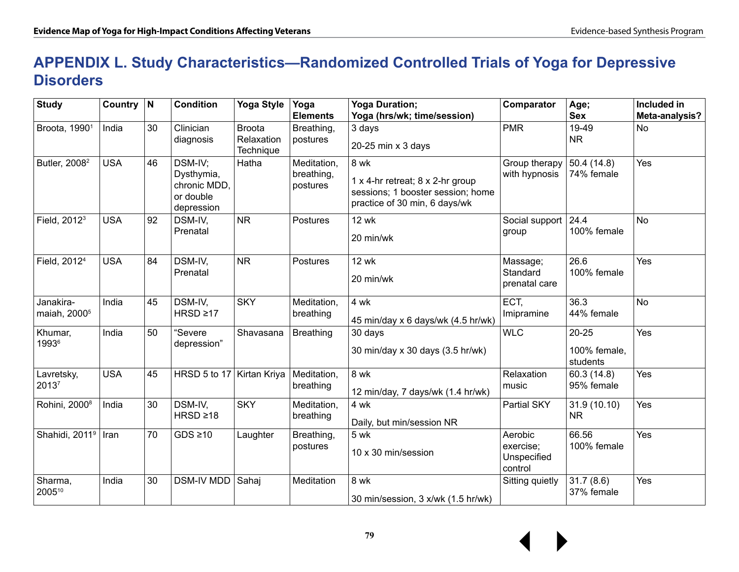# APPENDIX L. Study Characteristics—Randomized Controlled Trials of Yoga for Depressive Disorders

| Study | Country | N | Condition | Yoga Style | Yoga Elements | Yoga Duration;<br>Yoga (hrs/wk; time/session) | Comparator | Age;<br>Sex | Included in Meta-analysis? |
|---|---|---|---|---|---|---|---|---|---|
| Broota, 1990[1] | India | 30 | Clinician diagnosis | Broota Relaxation Technique | Breathing, postures | 3 days<br>20-25 min x 3 days | PMR | 19-49<br>NR | No |
| Butler, 2008[2] | USA | 46 | DSM-IV; Dysthymia, chronic MDD, or double depression | Hatha | Meditation, breathing, postures | 8 wk<br>1 x 4-hr retreat; 8 x 2-hr group sessions; 1 booster session; home practice of 30 min, 6 days/wk | Group therapy with hypnosis | 50.4 (14.8)<br>74% female | Yes |
| Field, 2012[3] | USA | 92 | DSM-IV, Prenatal | NR | Postures | 12 wk<br>20 min/wk | Social support group | 24.4<br>100% female | No |
| Field, 2012[4] | USA | 84 | DSM-IV, Prenatal | NR | Postures | 12 wk<br>20 min/wk | Massage; Standard prenatal care | 26.6<br>100% female | Yes |
| Janakira-maiah, 2000[5] | India | 45 | DSM-IV, HRSD ≥17 | SKY | Meditation, breathing | 4 wk<br>45 min/day x 6 days/wk (4.5 hr/wk) | ECT, Imipramine | 36.3<br>44% female | No |
| Khumar, 1993[6] | India | 50 | "Severe depression" | Shavasana | Breathing | 30 days<br>30 min/day x 30 days (3.5 hr/wk) | WLC | 20-25<br>100% female, students | Yes |
| Lavretsky, 2013[7] | USA | 45 | HRSD 5 to 17 | Kirtan Kriya | Meditation, breathing | 8 wk<br>12 min/day, 7 days/wk (1.4 hr/wk) | Relaxation music | 60.3 (14.8)<br>95% female | Yes |
| Rohini, 2000[8] | India | 30 | DSM-IV, HRSD ≥18 | SKY | Meditation, breathing | 4 wk<br>Daily, but min/session NR | Partial SKY | 31.9 (10.10)<br>NR | Yes |
| Shahidi, 2011[9] | Iran | 70 | GDS ≥10 | Laughter | Breathing, postures | 5 wk<br>10 x 30 min/session | Aerobic exercise; Unspecified control | 66.56<br>100% female | Yes |
| Sharma, 2005[10] | India | 30 | DSM-IV MDD | Sahaj | Meditation | 8 wk<br>30 min/session, 3 x/wk (1.5 hr/wk) | Sitting quietly | 31.7 (8.6)<br>37% female | Yes |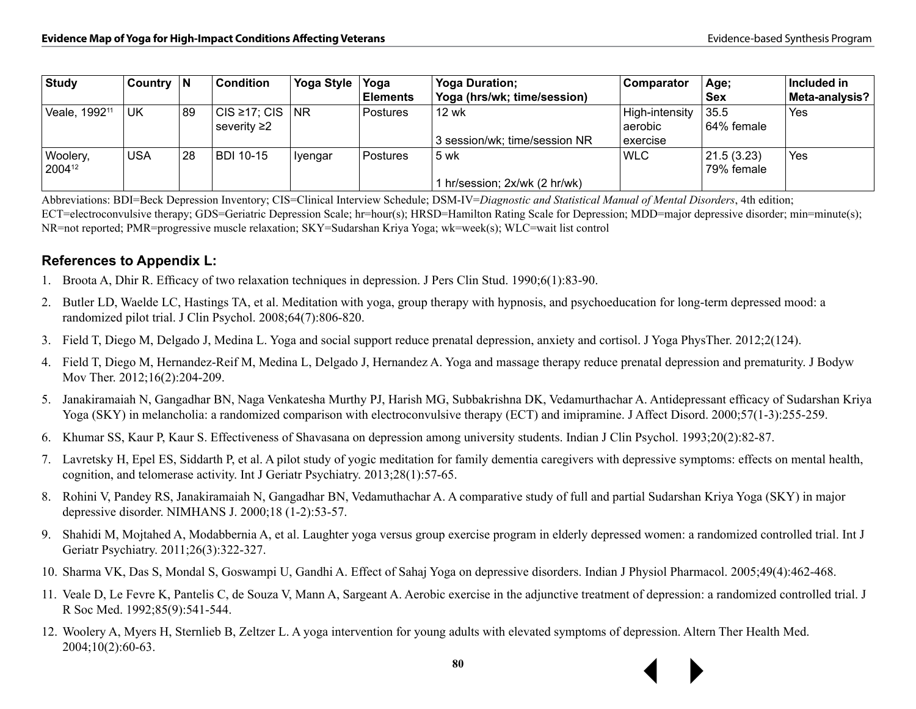| Study | Country | N | Condition | Yoga Style | Yoga Elements | Yoga Duration; Yoga (hrs/wk; time/session) | Comparator | Age; Sex | Included in Meta-analysis? |
|---|---|---|---|---|---|---|---|---|---|
| Veale, 1992[11] | UK | 89 | CIS ≥17; CIS severity ≥2 | NR | Postures | 12 wk<br><br>3 session/wk; time/session NR | High-intensity aerobic exercise | 35.5<br>64% female | Yes |
| Woolery, 2004[12] | USA | 28 | BDI 10-15 | Iyengar | Postures | 5 wk<br><br>1 hr/session; 2x/wk (2 hr/wk) | WLC | 21.5 (3.23)<br>79% female | Yes |

Abbreviations: BDI=Beck Depression Inventory; CIS=Clinical Interview Schedule; DSM-IV=*Diagnostic and Statistical Manual of Mental Disorders*, 4th edition; ECT=electroconvulsive therapy; GDS=Geriatric Depression Scale; hr=hour(s); HRSD=Hamilton Rating Scale for Depression; MDD=major depressive disorder; min=minute(s); NR=not reported; PMR=progressive muscle relaxation; SKY=Sudarshan Kriya Yoga; wk=week(s); WLC=wait list control

### References to Appendix L:

1. Broota A, Dhir R. Efficacy of two relaxation techniques in depression. J Pers Clin Stud. 1990;6(1):83-90.
2. Butler LD, Waelde LC, Hastings TA, et al. Meditation with yoga, group therapy with hypnosis, and psychoeducation for long-term depressed mood: a randomized pilot trial. J Clin Psychol. 2008;64(7):806-820.
3. Field T, Diego M, Delgado J, Medina L. Yoga and social support reduce prenatal depression, anxiety and cortisol. J Yoga PhysTher. 2012;2(124).
4. Field T, Diego M, Hernandez-Reif M, Medina L, Delgado J, Hernandez A. Yoga and massage therapy reduce prenatal depression and prematurity. J Bodyw Mov Ther. 2012;16(2):204-209.
5. Janakiramaiah N, Gangadhar BN, Naga Venkatesha Murthy PJ, Harish MG, Subbakrishna DK, Vedamurthachar A. Antidepressant efficacy of Sudarshan Kriya Yoga (SKY) in melancholia: a randomized comparison with electroconvulsive therapy (ECT) and imipramine. J Affect Disord. 2000;57(1-3):255-259.
6. Khumar SS, Kaur P, Kaur S. Effectiveness of Shavasana on depression among university students. Indian J Clin Psychol. 1993;20(2):82-87.
7. Lavretsky H, Epel ES, Siddarth P, et al. A pilot study of yogic meditation for family dementia caregivers with depressive symptoms: effects on mental health, cognition, and telomerase activity. Int J Geriatr Psychiatry. 2013;28(1):57-65.
8. Rohini V, Pandey RS, Janakiramaiah N, Gangadhar BN, Vedamuthachar A. A comparative study of full and partial Sudarshan Kriya Yoga (SKY) in major depressive disorder. NIMHANS J. 2000;18 (1-2):53-57.
9. Shahidi M, Mojtahed A, Modabbernia A, et al. Laughter yoga versus group exercise program in elderly depressed women: a randomized controlled trial. Int J Geriatr Psychiatry. 2011;26(3):322-327.
10. Sharma VK, Das S, Mondal S, Goswampi U, Gandhi A. Effect of Sahaj Yoga on depressive disorders. Indian J Physiol Pharmacol. 2005;49(4):462-468.
11. Veale D, Le Fevre K, Pantelis C, de Souza V, Mann A, Sargeant A. Aerobic exercise in the adjunctive treatment of depression: a randomized controlled trial. J R Soc Med. 1992;85(9):541-544.
12. Woolery A, Myers H, Sternlieb B, Zeltzer L. A yoga intervention for young adults with elevated symptoms of depression. Altern Ther Health Med. 2004;10(2):60-63.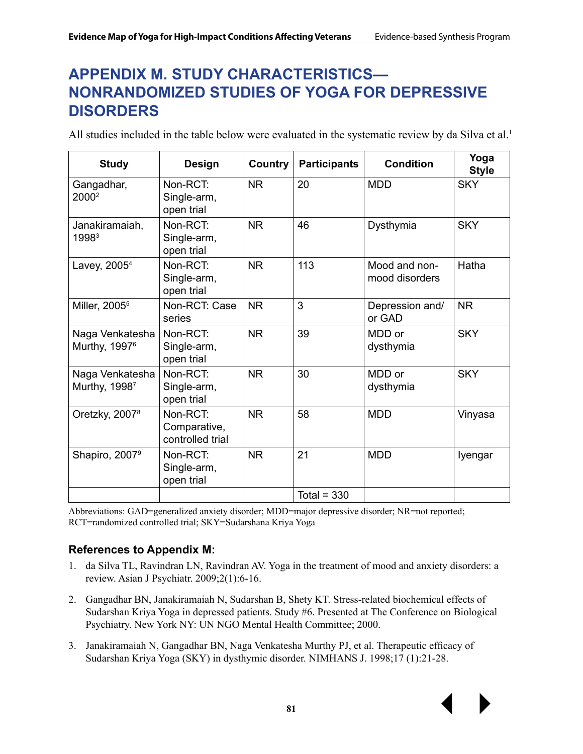# APPENDIX M. STUDY CHARACTERISTICS—NONRANDOMIZED STUDIES OF YOGA FOR DEPRESSIVE DISORDERS

All studies included in the table below were evaluated in the systematic review by da Silva et al.[1]

| Study | Design | Country | Participants | Condition | Yoga Style |
|---|---|---|---|---|---|
| Gangadhar, 2000[2] | Non-RCT: Single-arm, open trial | NR | 20 | MDD | SKY |
| Janakiramaiah, 1998[3] | Non-RCT: Single-arm, open trial | NR | 46 | Dysthymia | SKY |
| Lavey, 2005[4] | Non-RCT: Single-arm, open trial | NR | 113 | Mood and non-mood disorders | Hatha |
| Miller, 2005[5] | Non-RCT: Case series | NR | 3 | Depression and/or GAD | NR |
| Naga Venkatesha Murthy, 1997[6] | Non-RCT: Single-arm, open trial | NR | 39 | MDD or dysthymia | SKY |
| Naga Venkatesha Murthy, 1998[7] | Non-RCT: Single-arm, open trial | NR | 30 | MDD or dysthymia | SKY |
| Oretzky, 2007[8] | Non-RCT: Comparative, controlled trial | NR | 58 | MDD | Vinyasa |
| Shapiro, 2007[9] | Non-RCT: Single-arm, open trial | NR | 21 | MDD | Iyengar |
| | | | Total = 330 | | |

Abbreviations: GAD=generalized anxiety disorder; MDD=major depressive disorder; NR=not reported; RCT=randomized controlled trial; SKY=Sudarshana Kriya Yoga

### References to Appendix M:

1. da Silva TL, Ravindran LN, Ravindran AV. Yoga in the treatment of mood and anxiety disorders: a review. Asian J Psychiatr. 2009;2(1):6-16.
2. Gangadhar BN, Janakiramaiah N, Sudarshan B, Shety KT. Stress-related biochemical effects of Sudarshan Kriya Yoga in depressed patients. Study #6. Presented at The Conference on Biological Psychiatry. New York NY: UN NGO Mental Health Committee; 2000.
3. Janakiramaiah N, Gangadhar BN, Naga Venkatesha Murthy PJ, et al. Therapeutic efficacy of Sudarshan Kriya Yoga (SKY) in dysthymic disorder. NIMHANS J. 1998;17 (1):21-28.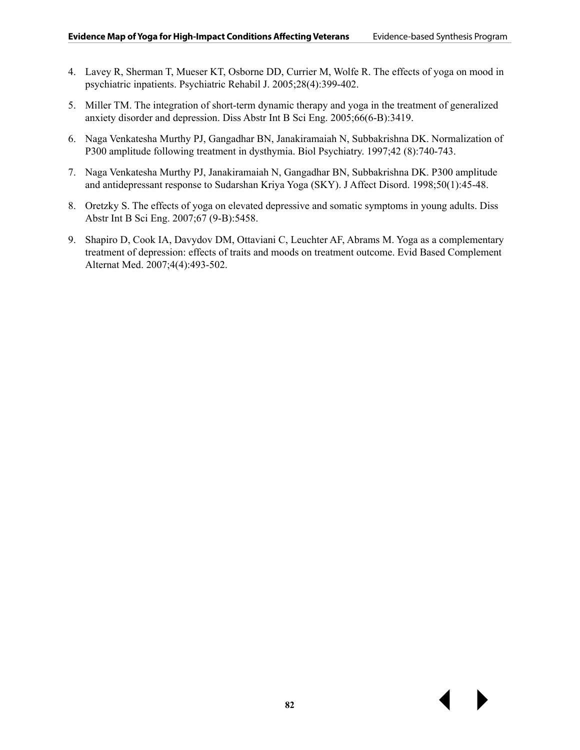4. Lavey R, Sherman T, Mueser KT, Osborne DD, Currier M, Wolfe R. The effects of yoga on mood in psychiatric inpatients. Psychiatric Rehabil J. 2005;28(4):399-402.
5. Miller TM. The integration of short-term dynamic therapy and yoga in the treatment of generalized anxiety disorder and depression. Diss Abstr Int B Sci Eng. 2005;66(6-B):3419.
6. Naga Venkatesha Murthy PJ, Gangadhar BN, Janakiramaiah N, Subbakrishna DK. Normalization of P300 amplitude following treatment in dysthymia. Biol Psychiatry. 1997;42 (8):740-743.
7. Naga Venkatesha Murthy PJ, Janakiramaiah N, Gangadhar BN, Subbakrishna DK. P300 amplitude and antidepressant response to Sudarshan Kriya Yoga (SKY). J Affect Disord. 1998;50(1):45-48.
8. Oretzky S. The effects of yoga on elevated depressive and somatic symptoms in young adults. Diss Abstr Int B Sci Eng. 2007;67 (9-B):5458.
9. Shapiro D, Cook IA, Davydov DM, Ottaviani C, Leuchter AF, Abrams M. Yoga as a complementary treatment of depression: effects of traits and moods on treatment outcome. Evid Based Complement Alternat Med. 2007;4(4):493-502.